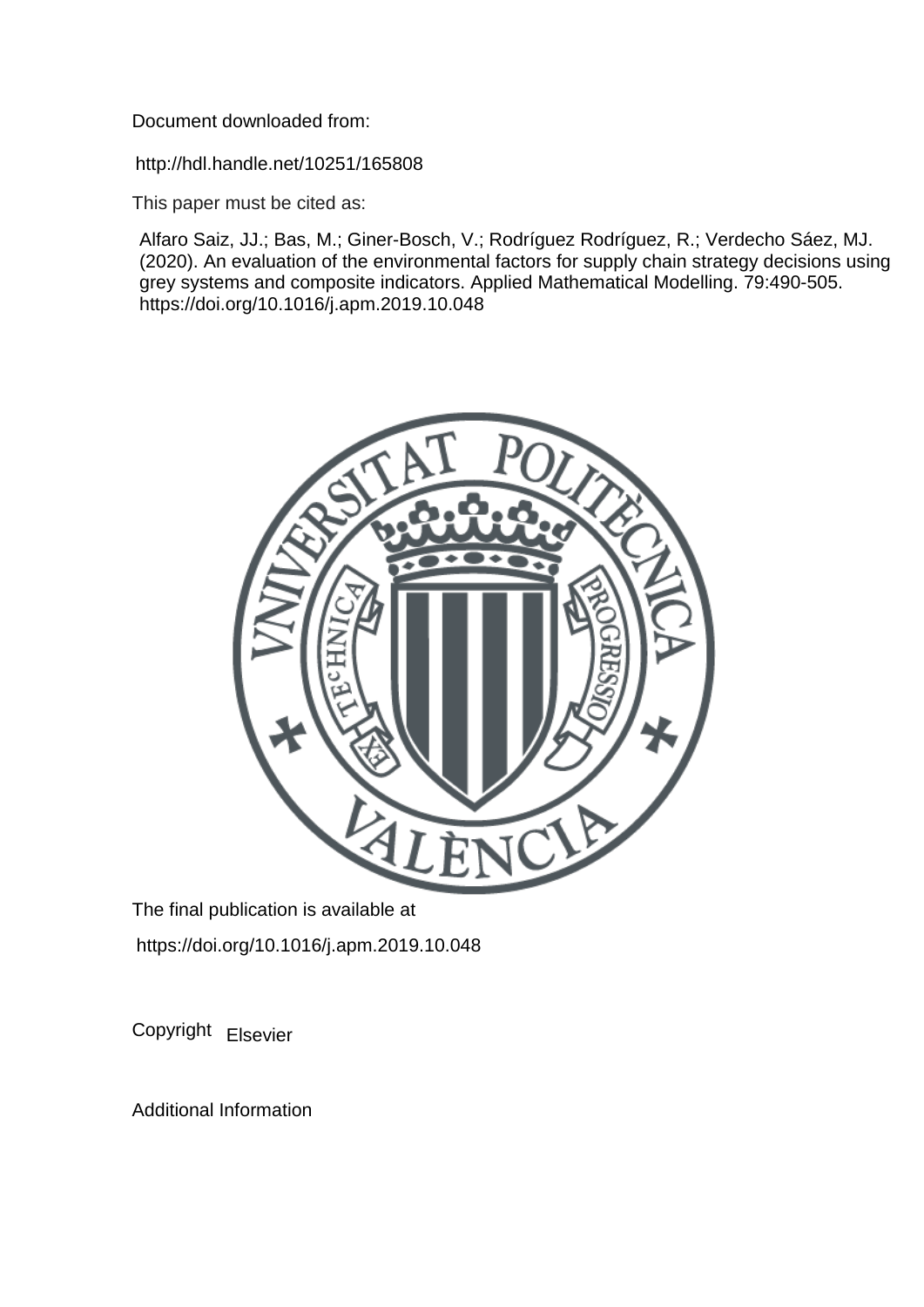Document downloaded from:

http://hdl.handle.net/10251/165808

This paper must be cited as:

Alfaro Saiz, JJ.; Bas, M.; Giner-Bosch, V.; Rodríguez Rodríguez, R.; Verdecho Sáez, MJ. (2020). An evaluation of the environmental factors for supply chain strategy decisions using grey systems and composite indicators. Applied Mathematical Modelling. 79:490-505. https://doi.org/10.1016/j.apm.2019.10.048

The final publication is available at

https://doi.org/10.1016/j.apm.2019.10.048

Copyright Elsevier

Additional Information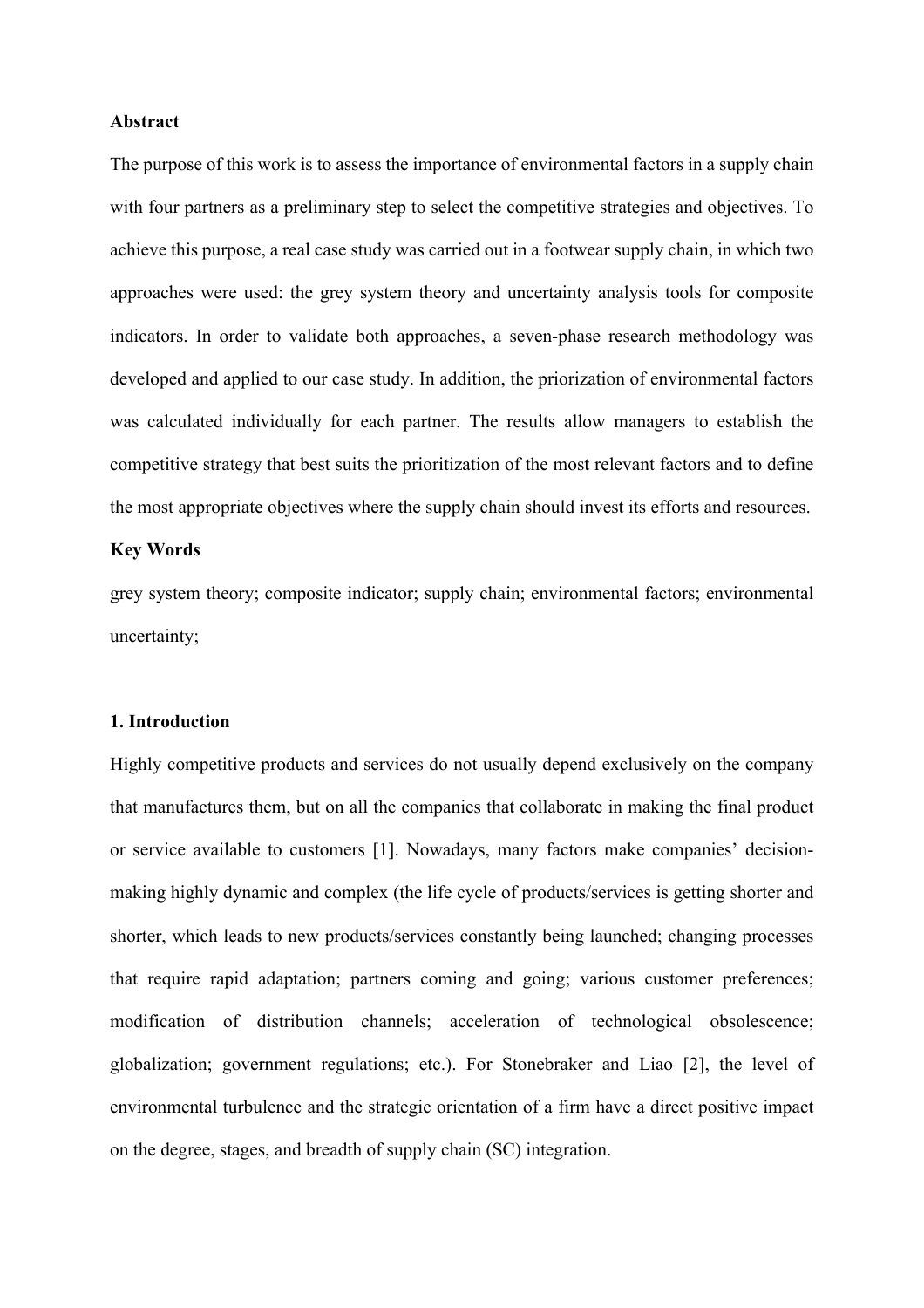**Abstract**

The purpose of this work is to assess the importance of environmental factors in a supply chain with four partners as a preliminary step to select the competitive strategies and objectives. To achieve this purpose, a real case study was carried out in a footwear supply chain, in which two approaches were used: the grey system theory and uncertainty analysis tools for composite indicators. In order to validate both approaches, a seven-phase research methodology was developed and applied to our case study. In addition, the priorization of environmental factors was calculated individually for each partner. The results allow managers to establish the competitive strategy that best suits the prioritization of the most relevant factors and to define the most appropriate objectives where the supply chain should invest its efforts and resources.

**Key Words**

grey system theory; composite indicator; supply chain; environmental factors; environmental uncertainty;

## 1. Introduction

Highly competitive products and services do not usually depend exclusively on the company that manufactures them, but on all the companies that collaborate in making the final product or service available to customers [1]. Nowadays, many factors make companies' decision-making highly dynamic and complex (the life cycle of products/services is getting shorter and shorter, which leads to new products/services constantly being launched; changing processes that require rapid adaptation; partners coming and going; various customer preferences; modification of distribution channels; acceleration of technological obsolescence; globalization; government regulations; etc.). For Stonebraker and Liao [2], the level of environmental turbulence and the strategic orientation of a firm have a direct positive impact on the degree, stages, and breadth of supply chain (SC) integration.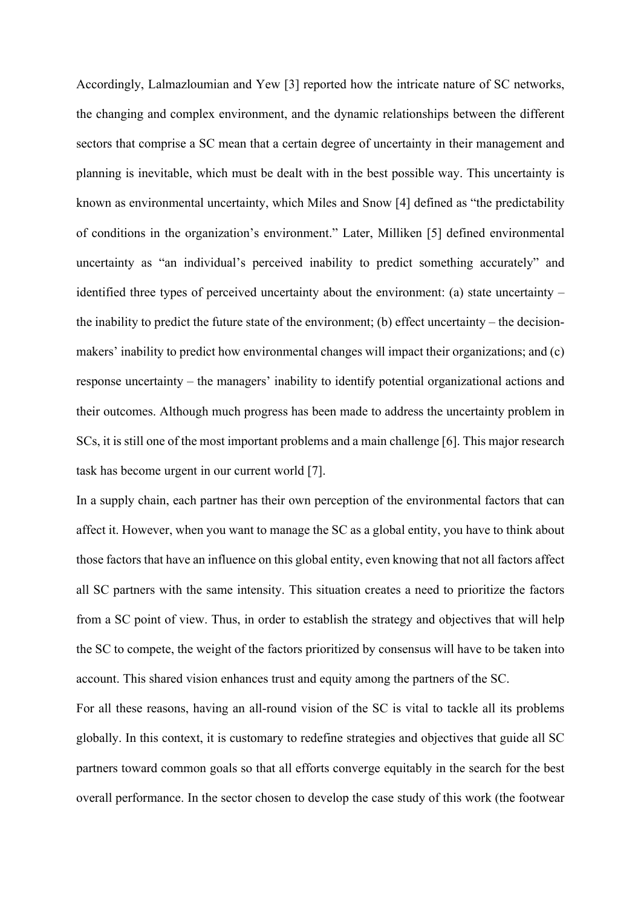Accordingly, Lalmazloumian and Yew [3] reported how the intricate nature of SC networks, the changing and complex environment, and the dynamic relationships between the different sectors that comprise a SC mean that a certain degree of uncertainty in their management and planning is inevitable, which must be dealt with in the best possible way. This uncertainty is known as environmental uncertainty, which Miles and Snow [4] defined as "the predictability of conditions in the organization's environment." Later, Milliken [5] defined environmental uncertainty as "an individual's perceived inability to predict something accurately" and identified three types of perceived uncertainty about the environment: (a) state uncertainty – the inability to predict the future state of the environment; (b) effect uncertainty – the decision-makers' inability to predict how environmental changes will impact their organizations; and (c) response uncertainty – the managers' inability to identify potential organizational actions and their outcomes. Although much progress has been made to address the uncertainty problem in SCs, it is still one of the most important problems and a main challenge [6]. This major research task has become urgent in our current world [7].

In a supply chain, each partner has their own perception of the environmental factors that can affect it. However, when you want to manage the SC as a global entity, you have to think about those factors that have an influence on this global entity, even knowing that not all factors affect all SC partners with the same intensity. This situation creates a need to prioritize the factors from a SC point of view. Thus, in order to establish the strategy and objectives that will help the SC to compete, the weight of the factors prioritized by consensus will have to be taken into account. This shared vision enhances trust and equity among the partners of the SC.

For all these reasons, having an all-round vision of the SC is vital to tackle all its problems globally. In this context, it is customary to redefine strategies and objectives that guide all SC partners toward common goals so that all efforts converge equitably in the search for the best overall performance. In the sector chosen to develop the case study of this work (the footwear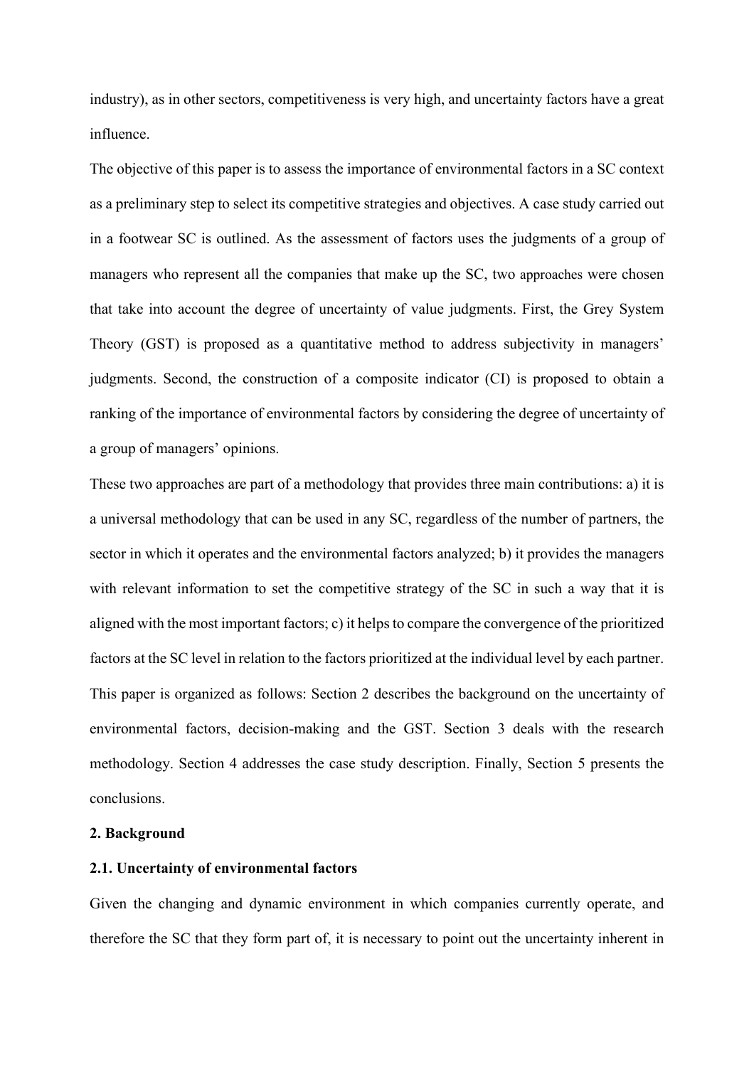industry), as in other sectors, competitiveness is very high, and uncertainty factors have a great influence.

The objective of this paper is to assess the importance of environmental factors in a SC context as a preliminary step to select its competitive strategies and objectives. A case study carried out in a footwear SC is outlined. As the assessment of factors uses the judgments of a group of managers who represent all the companies that make up the SC, two approaches were chosen that take into account the degree of uncertainty of value judgments. First, the Grey System Theory (GST) is proposed as a quantitative method to address subjectivity in managers' judgments. Second, the construction of a composite indicator (CI) is proposed to obtain a ranking of the importance of environmental factors by considering the degree of uncertainty of a group of managers' opinions.

These two approaches are part of a methodology that provides three main contributions: a) it is a universal methodology that can be used in any SC, regardless of the number of partners, the sector in which it operates and the environmental factors analyzed; b) it provides the managers with relevant information to set the competitive strategy of the SC in such a way that it is aligned with the most important factors; c) it helps to compare the convergence of the prioritized factors at the SC level in relation to the factors prioritized at the individual level by each partner.

This paper is organized as follows: Section 2 describes the background on the uncertainty of environmental factors, decision-making and the GST. Section 3 deals with the research methodology. Section 4 addresses the case study description. Finally, Section 5 presents the conclusions.

## 2. Background

### 2.1. Uncertainty of environmental factors

Given the changing and dynamic environment in which companies currently operate, and therefore the SC that they form part of, it is necessary to point out the uncertainty inherent in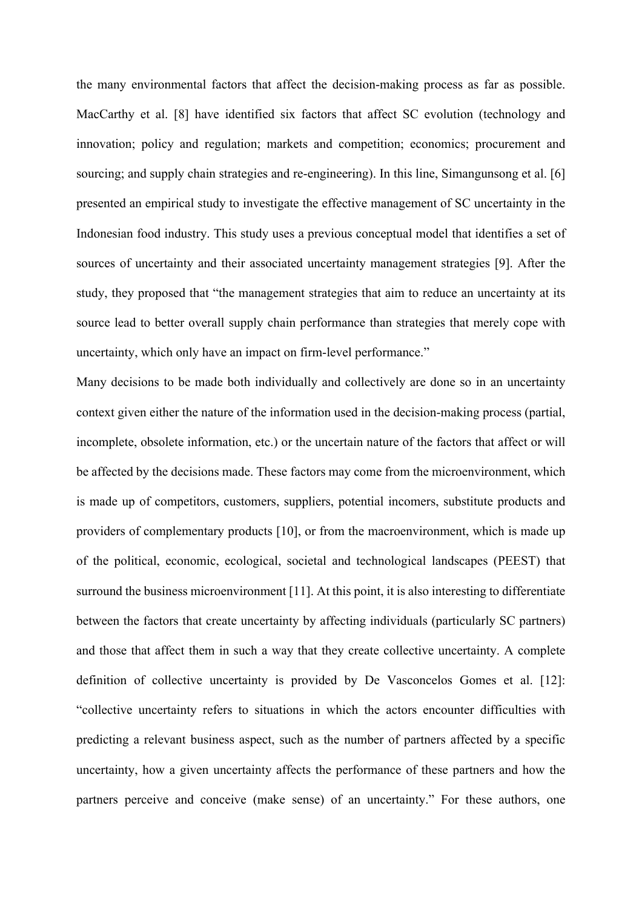the many environmental factors that affect the decision-making process as far as possible. MacCarthy et al. [8] have identified six factors that affect SC evolution (technology and innovation; policy and regulation; markets and competition; economics; procurement and sourcing; and supply chain strategies and re-engineering). In this line, Simangunsong et al. [6] presented an empirical study to investigate the effective management of SC uncertainty in the Indonesian food industry. This study uses a previous conceptual model that identifies a set of sources of uncertainty and their associated uncertainty management strategies [9]. After the study, they proposed that "the management strategies that aim to reduce an uncertainty at its source lead to better overall supply chain performance than strategies that merely cope with uncertainty, which only have an impact on firm-level performance."

Many decisions to be made both individually and collectively are done so in an uncertainty context given either the nature of the information used in the decision-making process (partial, incomplete, obsolete information, etc.) or the uncertain nature of the factors that affect or will be affected by the decisions made. These factors may come from the microenvironment, which is made up of competitors, customers, suppliers, potential incomers, substitute products and providers of complementary products [10], or from the macroenvironment, which is made up of the political, economic, ecological, societal and technological landscapes (PEEST) that surround the business microenvironment [11]. At this point, it is also interesting to differentiate between the factors that create uncertainty by affecting individuals (particularly SC partners) and those that affect them in such a way that they create collective uncertainty. A complete definition of collective uncertainty is provided by De Vasconcelos Gomes et al. [12]: "collective uncertainty refers to situations in which the actors encounter difficulties with predicting a relevant business aspect, such as the number of partners affected by a specific uncertainty, how a given uncertainty affects the performance of these partners and how the partners perceive and conceive (make sense) of an uncertainty." For these authors, one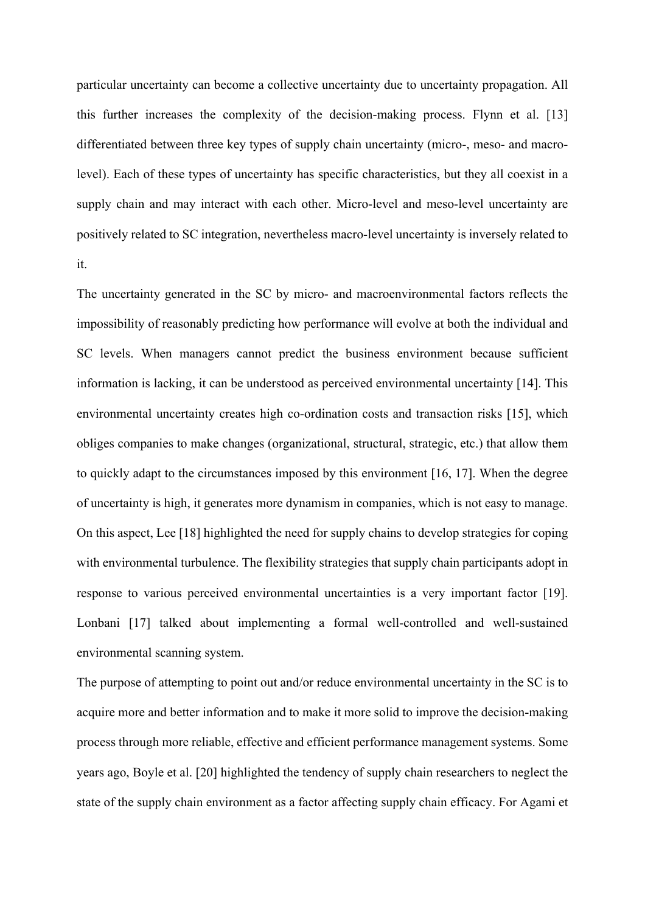particular uncertainty can become a collective uncertainty due to uncertainty propagation. All this further increases the complexity of the decision-making process. Flynn et al. [13] differentiated between three key types of supply chain uncertainty (micro-, meso- and macro-level). Each of these types of uncertainty has specific characteristics, but they all coexist in a supply chain and may interact with each other. Micro-level and meso-level uncertainty are positively related to SC integration, nevertheless macro-level uncertainty is inversely related to it.

The uncertainty generated in the SC by micro- and macroenvironmental factors reflects the impossibility of reasonably predicting how performance will evolve at both the individual and SC levels. When managers cannot predict the business environment because sufficient information is lacking, it can be understood as perceived environmental uncertainty [14]. This environmental uncertainty creates high co-ordination costs and transaction risks [15], which obliges companies to make changes (organizational, structural, strategic, etc.) that allow them to quickly adapt to the circumstances imposed by this environment [16, 17]. When the degree of uncertainty is high, it generates more dynamism in companies, which is not easy to manage. On this aspect, Lee [18] highlighted the need for supply chains to develop strategies for coping with environmental turbulence. The flexibility strategies that supply chain participants adopt in response to various perceived environmental uncertainties is a very important factor [19]. Lonbani [17] talked about implementing a formal well-controlled and well-sustained environmental scanning system.

The purpose of attempting to point out and/or reduce environmental uncertainty in the SC is to acquire more and better information and to make it more solid to improve the decision-making process through more reliable, effective and efficient performance management systems. Some years ago, Boyle et al. [20] highlighted the tendency of supply chain researchers to neglect the state of the supply chain environment as a factor affecting supply chain efficacy. For Agami et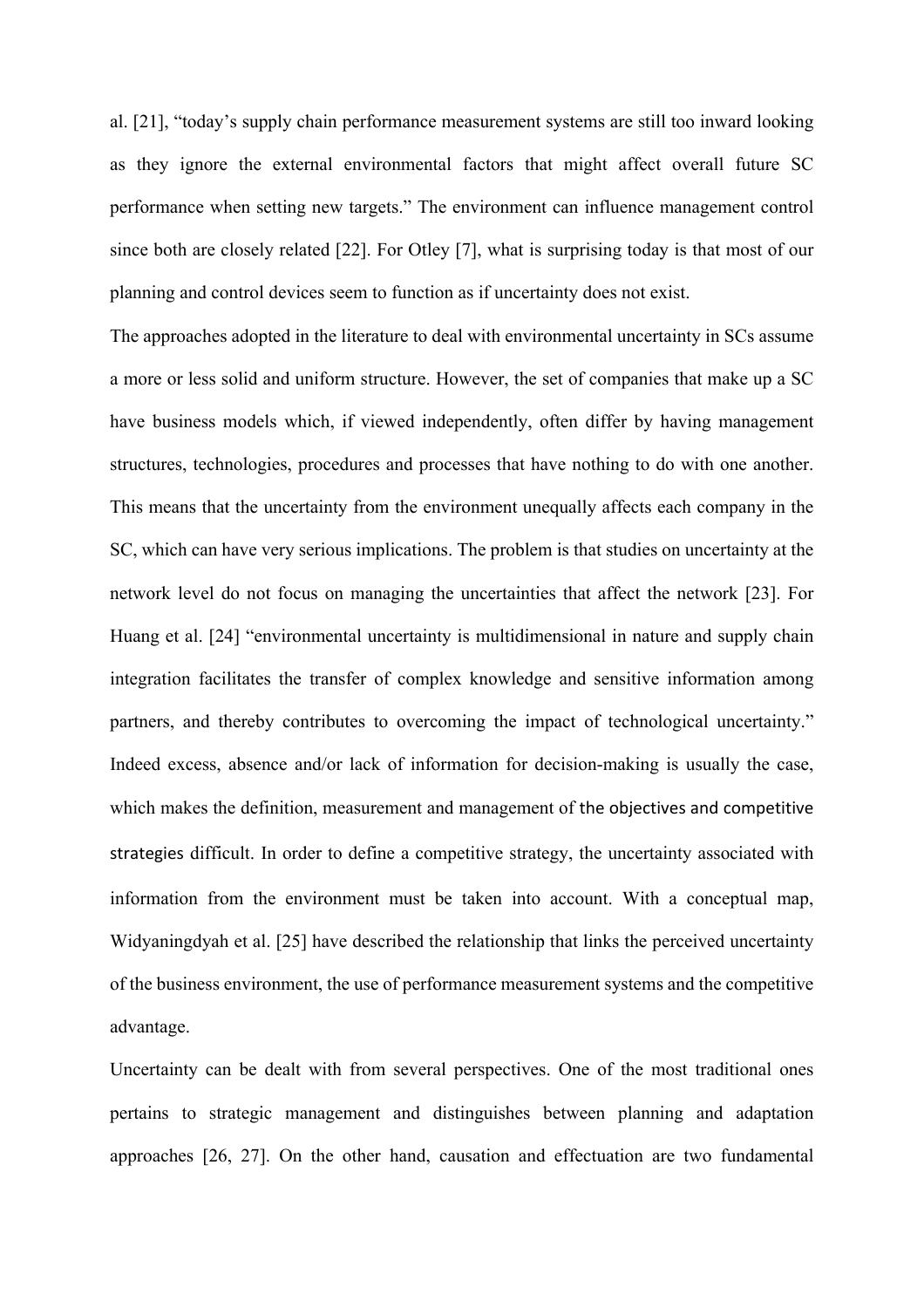al. [21], "today's supply chain performance measurement systems are still too inward looking as they ignore the external environmental factors that might affect overall future SC performance when setting new targets." The environment can influence management control since both are closely related [22]. For Otley [7], what is surprising today is that most of our planning and control devices seem to function as if uncertainty does not exist.

The approaches adopted in the literature to deal with environmental uncertainty in SCs assume a more or less solid and uniform structure. However, the set of companies that make up a SC have business models which, if viewed independently, often differ by having management structures, technologies, procedures and processes that have nothing to do with one another. This means that the uncertainty from the environment unequally affects each company in the SC, which can have very serious implications. The problem is that studies on uncertainty at the network level do not focus on managing the uncertainties that affect the network [23]. For Huang et al. [24] "environmental uncertainty is multidimensional in nature and supply chain integration facilitates the transfer of complex knowledge and sensitive information among partners, and thereby contributes to overcoming the impact of technological uncertainty." Indeed excess, absence and/or lack of information for decision-making is usually the case, which makes the definition, measurement and management of the objectives and competitive strategies difficult. In order to define a competitive strategy, the uncertainty associated with information from the environment must be taken into account. With a conceptual map, Widyaningdyah et al. [25] have described the relationship that links the perceived uncertainty of the business environment, the use of performance measurement systems and the competitive advantage.

Uncertainty can be dealt with from several perspectives. One of the most traditional ones pertains to strategic management and distinguishes between planning and adaptation approaches [26, 27]. On the other hand, causation and effectuation are two fundamental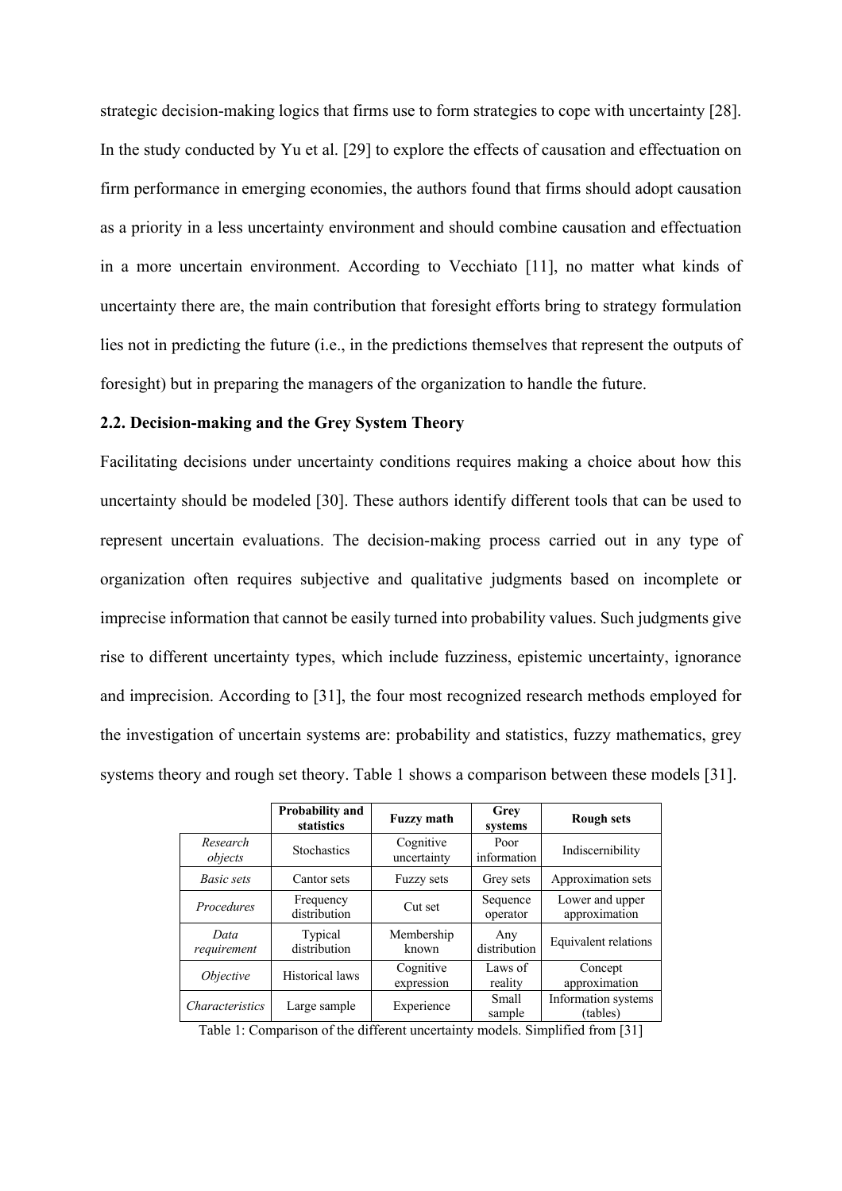strategic decision-making logics that firms use to form strategies to cope with uncertainty [28]. In the study conducted by Yu et al. [29] to explore the effects of causation and effectuation on firm performance in emerging economies, the authors found that firms should adopt causation as a priority in a less uncertainty environment and should combine causation and effectuation in a more uncertain environment. According to Vecchiato [11], no matter what kinds of uncertainty there are, the main contribution that foresight efforts bring to strategy formulation lies not in predicting the future (i.e., in the predictions themselves that represent the outputs of foresight) but in preparing the managers of the organization to handle the future.

## 2.2. Decision-making and the Grey System Theory

Facilitating decisions under uncertainty conditions requires making a choice about how this uncertainty should be modeled [30]. These authors identify different tools that can be used to represent uncertain evaluations. The decision-making process carried out in any type of organization often requires subjective and qualitative judgments based on incomplete or imprecise information that cannot be easily turned into probability values. Such judgments give rise to different uncertainty types, which include fuzziness, epistemic uncertainty, ignorance and imprecision. According to [31], the four most recognized research methods employed for the investigation of uncertain systems are: probability and statistics, fuzzy mathematics, grey systems theory and rough set theory. Table 1 shows a comparison between these models [31].

| | **Probability and statistics** | **Fuzzy math** | **Grey systems** | **Rough sets** |
|---|---|---|---|---|
| *Research objects* | Stochastics | Cognitive uncertainty | Poor information | Indiscernibility |
| *Basic sets* | Cantor sets | Fuzzy sets | Grey sets | Approximation sets |
| *Procedures* | Frequency distribution | Cut set | Sequence operator | Lower and upper approximation |
| *Data requirement* | Typical distribution | Membership known | Any distribution | Equivalent relations |
| *Objective* | Historical laws | Cognitive expression | Laws of reality | Concept approximation |
| *Characteristics* | Large sample | Experience | Small sample | Information systems (tables) |

Table 1: Comparison of the different uncertainty models. Simplified from [31]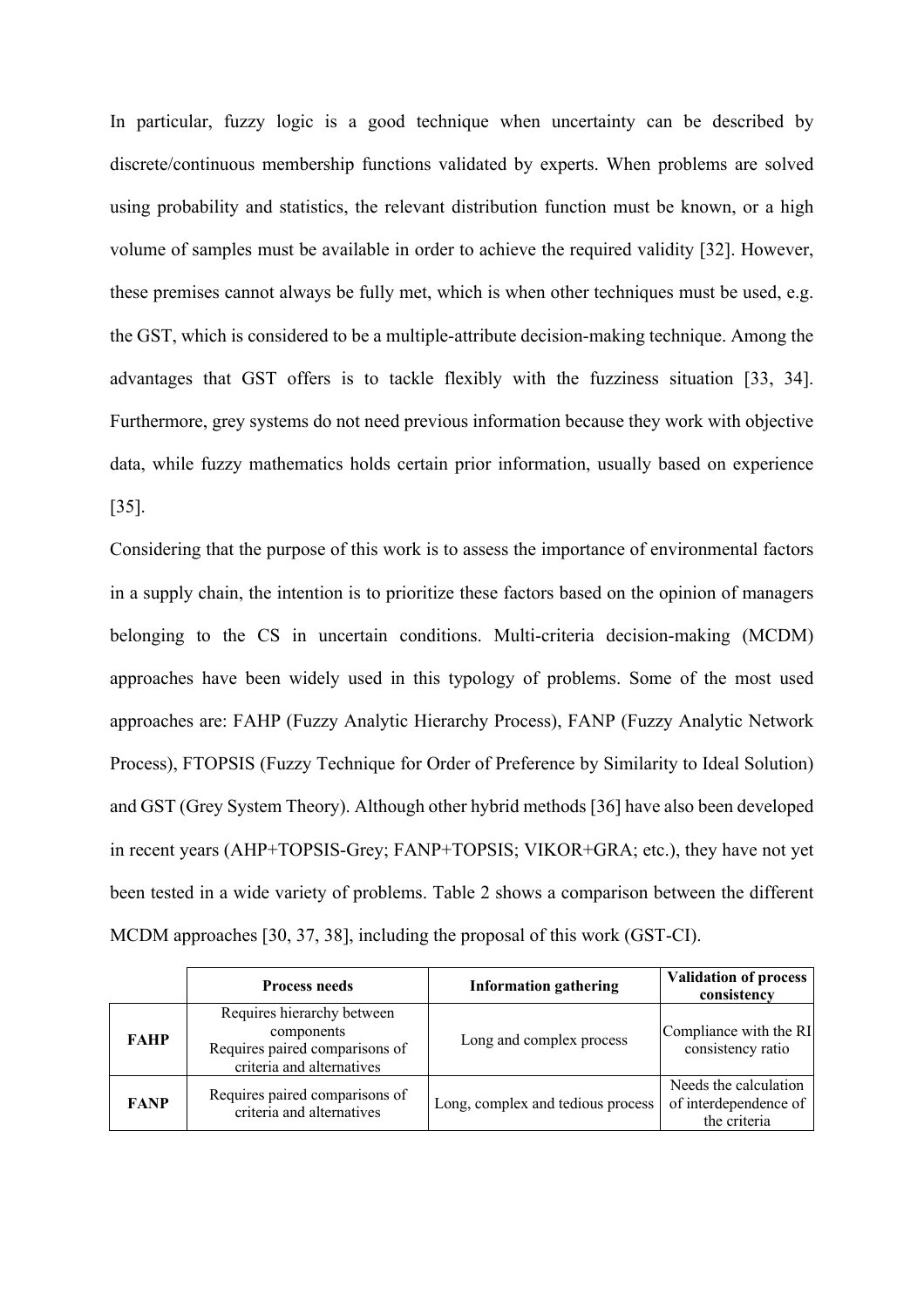In particular, fuzzy logic is a good technique when uncertainty can be described by discrete/continuous membership functions validated by experts. When problems are solved using probability and statistics, the relevant distribution function must be known, or a high volume of samples must be available in order to achieve the required validity [32]. However, these premises cannot always be fully met, which is when other techniques must be used, e.g. the GST, which is considered to be a multiple-attribute decision-making technique. Among the advantages that GST offers is to tackle flexibly with the fuzziness situation [33, 34]. Furthermore, grey systems do not need previous information because they work with objective data, while fuzzy mathematics holds certain prior information, usually based on experience [35].

Considering that the purpose of this work is to assess the importance of environmental factors in a supply chain, the intention is to prioritize these factors based on the opinion of managers belonging to the CS in uncertain conditions. Multi-criteria decision-making (MCDM) approaches have been widely used in this typology of problems. Some of the most used approaches are: FAHP (Fuzzy Analytic Hierarchy Process), FANP (Fuzzy Analytic Network Process), FTOPSIS (Fuzzy Technique for Order of Preference by Similarity to Ideal Solution) and GST (Grey System Theory). Although other hybrid methods [36] have also been developed in recent years (AHP+TOPSIS-Grey; FANP+TOPSIS; VIKOR+GRA; etc.), they have not yet been tested in a wide variety of problems. Table 2 shows a comparison between the different MCDM approaches [30, 37, 38], including the proposal of this work (GST-CI).

| | Process needs | Information gathering | Validation of process consistency |
|---|---|---|---|
| **FAHP** | Requires hierarchy between components<br>Requires paired comparisons of criteria and alternatives | Long and complex process | Compliance with the RI consistency ratio |
| **FANP** | Requires paired comparisons of criteria and alternatives | Long, complex and tedious process | Needs the calculation of interdependence of the criteria |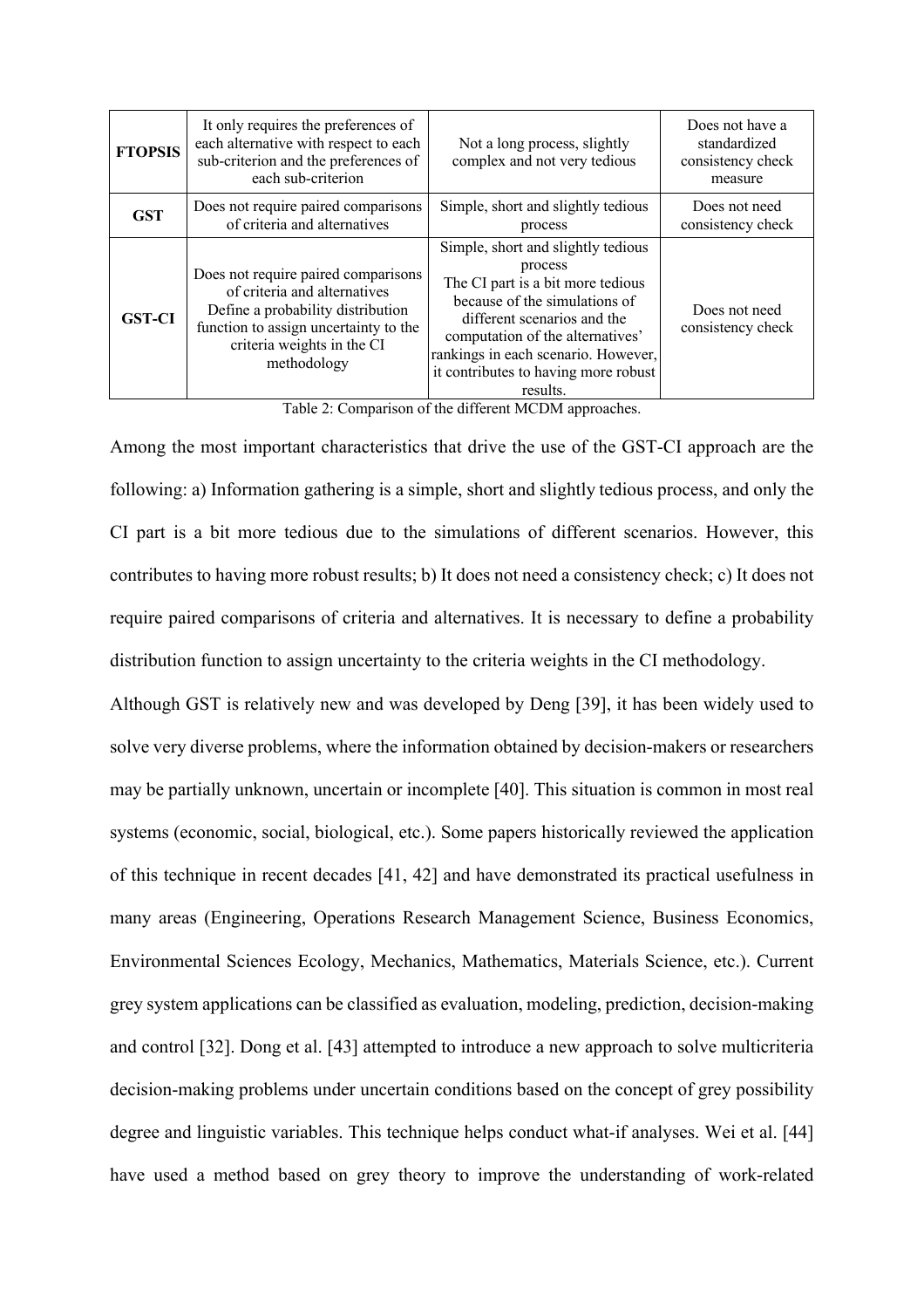| | | | |
|---|---|---|---|
| **FTOPSIS** | It only requires the preferences of each alternative with respect to each sub-criterion and the preferences of each sub-criterion | Not a long process, slightly complex and not very tedious | Does not have a standardized consistency check measure |
| **GST** | Does not require paired comparisons of criteria and alternatives | Simple, short and slightly tedious process | Does not need consistency check |
| **GST-CI** | Does not require paired comparisons of criteria and alternatives<br>Define a probability distribution function to assign uncertainty to the criteria weights in the CI methodology | Simple, short and slightly tedious process<br>The CI part is a bit more tedious because of the simulations of different scenarios and the computation of the alternatives' rankings in each scenario. However, it contributes to having more robust results. | Does not need consistency check |

Table 2: Comparison of the different MCDM approaches.

Among the most important characteristics that drive the use of the GST-CI approach are the following: a) Information gathering is a simple, short and slightly tedious process, and only the CI part is a bit more tedious due to the simulations of different scenarios. However, this contributes to having more robust results; b) It does not need a consistency check; c) It does not require paired comparisons of criteria and alternatives. It is necessary to define a probability distribution function to assign uncertainty to the criteria weights in the CI methodology.

Although GST is relatively new and was developed by Deng [39], it has been widely used to solve very diverse problems, where the information obtained by decision-makers or researchers may be partially unknown, uncertain or incomplete [40]. This situation is common in most real systems (economic, social, biological, etc.). Some papers historically reviewed the application of this technique in recent decades [41, 42] and have demonstrated its practical usefulness in many areas (Engineering, Operations Research Management Science, Business Economics, Environmental Sciences Ecology, Mechanics, Mathematics, Materials Science, etc.). Current grey system applications can be classified as evaluation, modeling, prediction, decision-making and control [32]. Dong et al. [43] attempted to introduce a new approach to solve multicriteria decision-making problems under uncertain conditions based on the concept of grey possibility degree and linguistic variables. This technique helps conduct what-if analyses. Wei et al. [44] have used a method based on grey theory to improve the understanding of work-related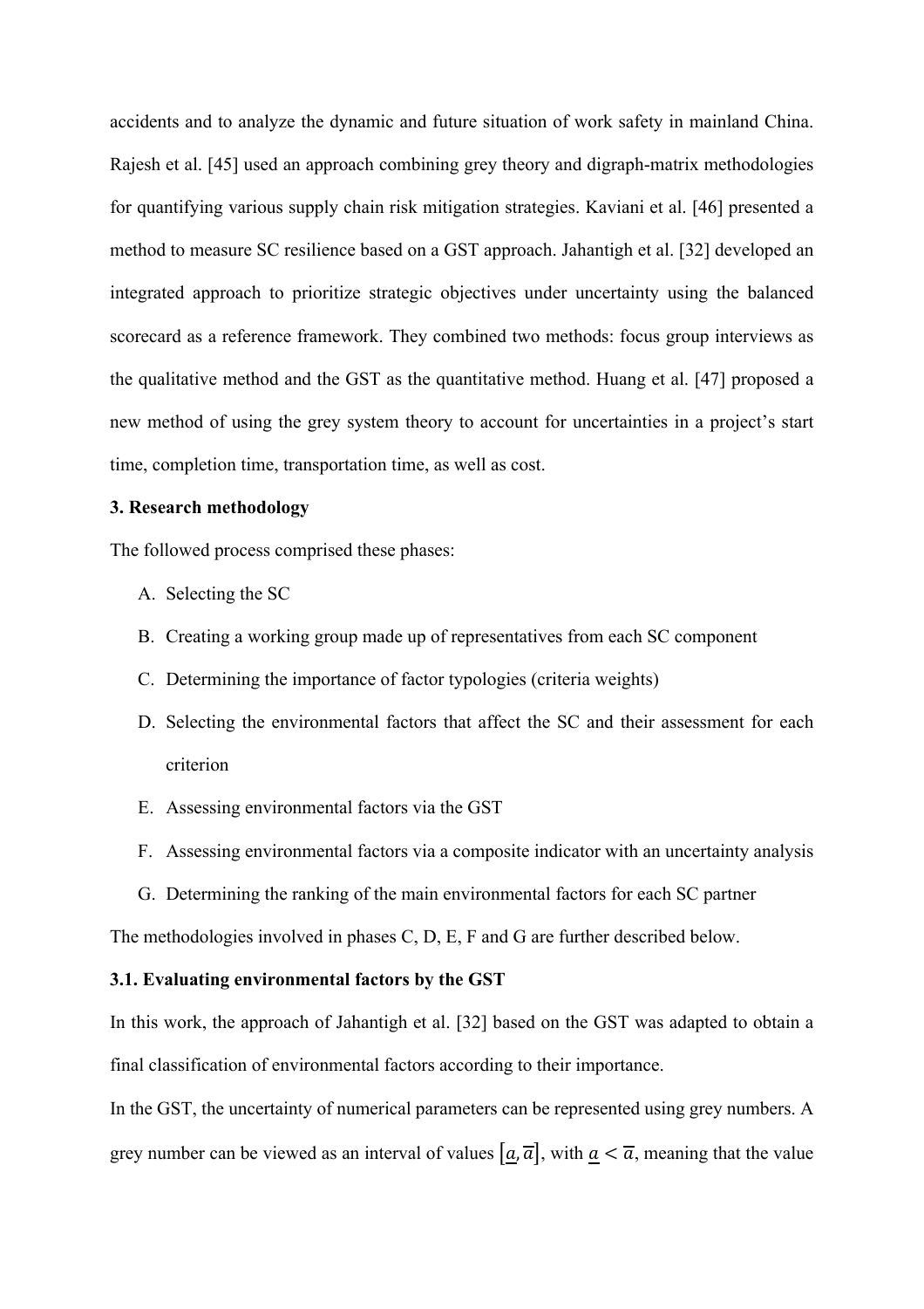accidents and to analyze the dynamic and future situation of work safety in mainland China. Rajesh et al. [45] used an approach combining grey theory and digraph-matrix methodologies for quantifying various supply chain risk mitigation strategies. Kaviani et al. [46] presented a method to measure SC resilience based on a GST approach. Jahantigh et al. [32] developed an integrated approach to prioritize strategic objectives under uncertainty using the balanced scorecard as a reference framework. They combined two methods: focus group interviews as the qualitative method and the GST as the quantitative method. Huang et al. [47] proposed a new method of using the grey system theory to account for uncertainties in a project's start time, completion time, transportation time, as well as cost.

## 3. Research methodology

The followed process comprised these phases:

A. Selecting the SC
B. Creating a working group made up of representatives from each SC component
C. Determining the importance of factor typologies (criteria weights)
D. Selecting the environmental factors that affect the SC and their assessment for each criterion
E. Assessing environmental factors via the GST
F. Assessing environmental factors via a composite indicator with an uncertainty analysis
G. Determining the ranking of the main environmental factors for each SC partner

The methodologies involved in phases C, D, E, F and G are further described below.

### 3.1. Evaluating environmental factors by the GST

In this work, the approach of Jahantigh et al. [32] based on the GST was adapted to obtain a final classification of environmental factors according to their importance.

In the GST, the uncertainty of numerical parameters can be represented using grey numbers. A grey number can be viewed as an interval of values $[\underline{a}, \overline{a}]$, with $\underline{a} < \overline{a}$, meaning that the value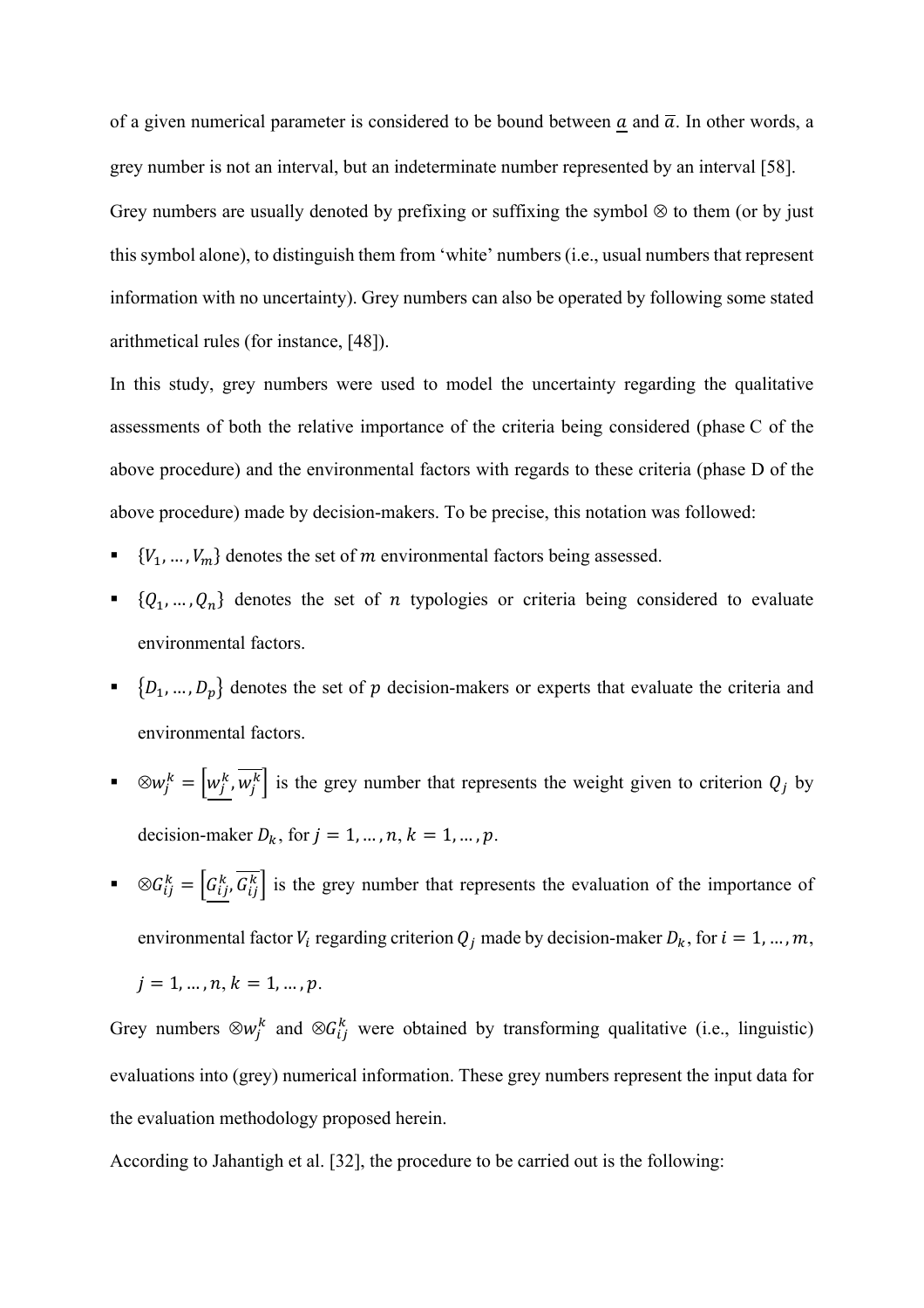of a given numerical parameter is considered to be bound between $\underline{a}$ and $\overline{a}$. In other words, a grey number is not an interval, but an indeterminate number represented by an interval [58]. Grey numbers are usually denoted by prefixing or suffixing the symbol ⊗ to them (or by just this symbol alone), to distinguish them from 'white' numbers (i.e., usual numbers that represent information with no uncertainty). Grey numbers can also be operated by following some stated arithmetical rules (for instance, [48]).

In this study, grey numbers were used to model the uncertainty regarding the qualitative assessments of both the relative importance of the criteria being considered (phase C of the above procedure) and the environmental factors with regards to these criteria (phase D of the above procedure) made by decision-makers. To be precise, this notation was followed:

- $\{V_1, \ldots, V_m\}$ denotes the set of $m$ environmental factors being assessed.
- $\{Q_1, \ldots, Q_n\}$ denotes the set of $n$ typologies or criteria being considered to evaluate environmental factors.
- $\{D_1, \ldots, D_p\}$ denotes the set of $p$ decision-makers or experts that evaluate the criteria and environmental factors.
- $\otimes w_j^k = \left[\underline{w_j^k}, \overline{w_j^k}\right]$ is the grey number that represents the weight given to criterion $Q_j$ by decision-maker $D_k$, for $j = 1, \ldots, n$, $k = 1, \ldots, p$.
- $\otimes G_{ij}^k = \left[\underline{G_{ij}^k}, \overline{G_{ij}^k}\right]$ is the grey number that represents the evaluation of the importance of environmental factor $V_i$ regarding criterion $Q_j$ made by decision-maker $D_k$, for $i = 1, \ldots, m$, $j = 1, \ldots, n$, $k = 1, \ldots, p$.

Grey numbers $\otimes w_j^k$ and $\otimes G_{ij}^k$ were obtained by transforming qualitative (i.e., linguistic) evaluations into (grey) numerical information. These grey numbers represent the input data for the evaluation methodology proposed herein.

According to Jahantigh et al. [32], the procedure to be carried out is the following: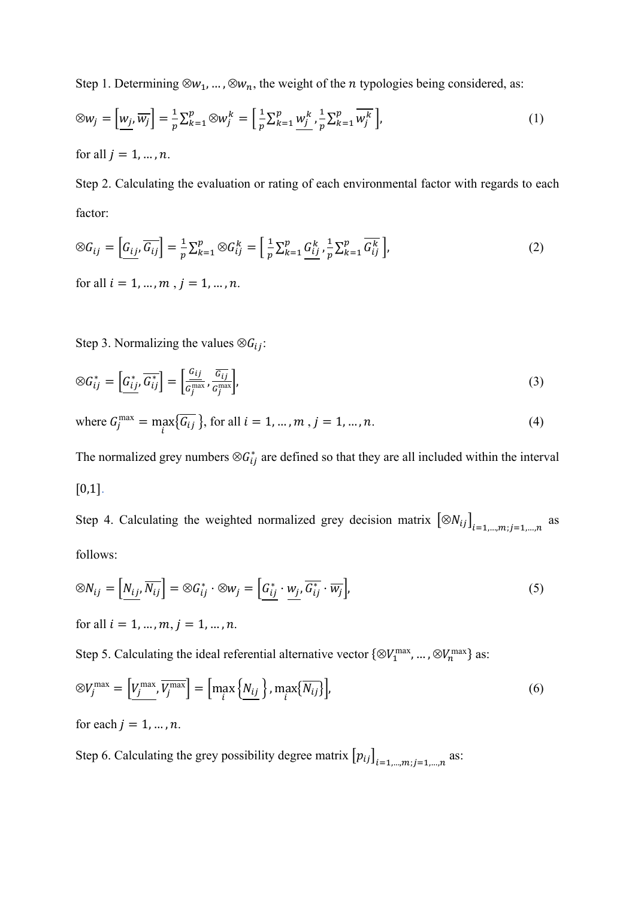Step 1. Determining $\otimes w_1, \ldots, \otimes w_n$, the weight of the $n$ typologies being considered, as:

$$\otimes w_j = \left[\underline{w_j}, \overline{w_j}\right] = \frac{1}{p}\sum_{k=1}^{p} \otimes w_j^k = \left[\frac{1}{p}\sum_{k=1}^{p} \underline{w_j^k}, \frac{1}{p}\sum_{k=1}^{p} \overline{w_j^k}\right], \tag{1}$$

for all $j = 1, \ldots, n$.

Step 2. Calculating the evaluation or rating of each environmental factor with regards to each factor:

$$\otimes G_{ij} = \left[\underline{G_{ij}}, \overline{G_{ij}}\right] = \frac{1}{p}\sum_{k=1}^{p} \otimes G_{ij}^k = \left[\frac{1}{p}\sum_{k=1}^{p} \underline{G_{ij}^k}, \frac{1}{p}\sum_{k=1}^{p} \overline{G_{ij}^k}\right], \tag{2}$$

for all $i = 1, \ldots, m$ , $j = 1, \ldots, n$.

Step 3. Normalizing the values $\otimes G_{ij}$:

$$\otimes G_{ij}^* = \left[\underline{G_{ij}^*}, \overline{G_{ij}^*}\right] = \left[\frac{\underline{G_{ij}}}{G_j^{\max}}, \frac{\overline{G_{ij}}}{G_j^{\max}}\right], \tag{3}$$

where $G_j^{\max} = \max_i\left\{\overline{G_{ij}}\right\}$, for all $i = 1, \ldots, m$ , $j = 1, \ldots, n$. (4)

The normalized grey numbers $\otimes G_{ij}^*$ are defined so that they are all included within the interval $[0,1]$.

Step 4. Calculating the weighted normalized grey decision matrix $\left[\otimes N_{ij}\right]_{i=1,\ldots,m;j=1,\ldots,n}$ as follows:

$$\otimes N_{ij} = \left[\underline{N_{ij}}, \overline{N_{ij}}\right] = \otimes G_{ij}^* \cdot \otimes w_j = \left[\underline{G_{ij}^*} \cdot \underline{w_j}, \overline{G_{ij}^*} \cdot \overline{w_j}\right], \tag{5}$$

for all $i = 1, \ldots, m, j = 1, \ldots, n$.

Step 5. Calculating the ideal referential alternative vector $\{\otimes V_1^{\max}, \ldots, \otimes V_n^{\max}\}$ as:

$$\otimes V_j^{\max} = \left[\underline{V_j^{\max}}, \overline{V_j^{\max}}\right] = \left[\max_i\left\{\underline{N_{ij}}\right\}, \max_i\left\{\overline{N_{ij}}\right\}\right], \tag{6}$$

for each $j = 1, \ldots, n$.

Step 6. Calculating the grey possibility degree matrix $\left[p_{ij}\right]_{i=1,\ldots,m;j=1,\ldots,n}$ as: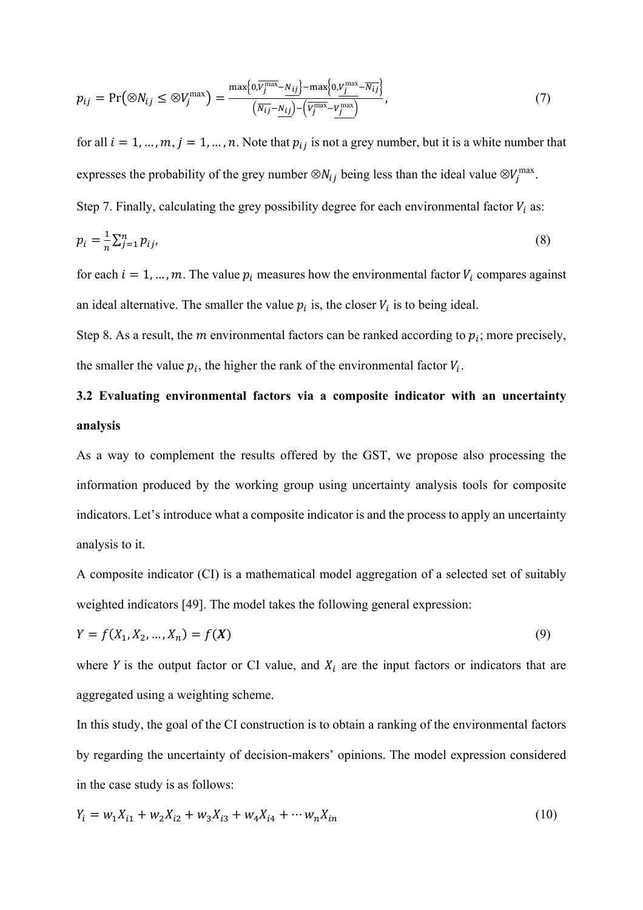$$p_{ij} = \Pr\left(\otimes N_{ij} \leq \otimes V_j^{\max}\right) = \frac{\max\left\{0, \overline{V_j^{\max}} - \underline{N_{ij}}\right\} - \max\left\{0, \underline{V_j^{\max}} - \overline{N_{ij}}\right\}}{\left(\overline{N_{ij}} - \underline{N_{ij}}\right) - \left(\overline{V_j^{\max}} - \underline{V_j^{\max}}\right)}, \tag{7}$$

for all $i = 1, \ldots, m, j = 1, \ldots, n$. Note that $p_{ij}$ is not a grey number, but it is a white number that expresses the probability of the grey number $\otimes N_{ij}$ being less than the ideal value $\otimes V_j^{\max}$.

Step 7. Finally, calculating the grey possibility degree for each environmental factor $V_i$ as:

$$p_i = \frac{1}{n}\sum_{j=1}^{n} p_{ij}, \tag{8}$$

for each $i = 1, \ldots, m$. The value $p_i$ measures how the environmental factor $V_i$ compares against an ideal alternative. The smaller the value $p_i$ is, the closer $V_i$ is to being ideal.

Step 8. As a result, the $m$ environmental factors can be ranked according to $p_i$; more precisely, the smaller the value $p_i$, the higher the rank of the environmental factor $V_i$.

### 3.2 Evaluating environmental factors via a composite indicator with an uncertainty analysis

As a way to complement the results offered by the GST, we propose also processing the information produced by the working group using uncertainty analysis tools for composite indicators. Let's introduce what a composite indicator is and the process to apply an uncertainty analysis to it.

A composite indicator (CI) is a mathematical model aggregation of a selected set of suitably weighted indicators [49]. The model takes the following general expression:

$$Y = f(X_1, X_2, \ldots, X_n) = f(\boldsymbol{X}) \tag{9}$$

where $Y$ is the output factor or CI value, and $X_i$ are the input factors or indicators that are aggregated using a weighting scheme.

In this study, the goal of the CI construction is to obtain a ranking of the environmental factors by regarding the uncertainty of decision-makers' opinions. The model expression considered in the case study is as follows:

$$Y_i = w_1 X_{i1} + w_2 X_{i2} + w_3 X_{i3} + w_4 X_{i4} + \cdots w_n X_{in} \tag{10}$$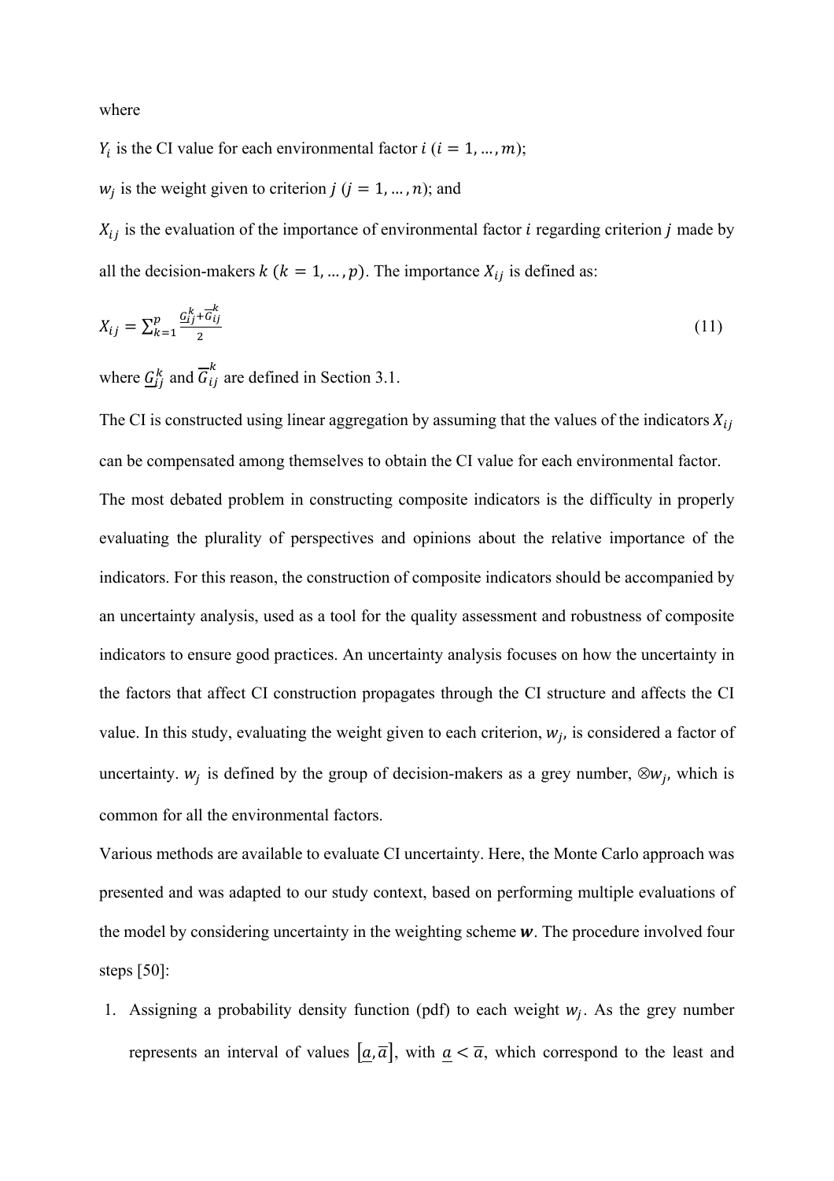where

$Y_i$ is the CI value for each environmental factor $i$ ($i = 1, \ldots, m$);

$w_j$ is the weight given to criterion $j$ ($j = 1, \ldots, n$); and

$X_{ij}$ is the evaluation of the importance of environmental factor $i$ regarding criterion $j$ made by all the decision-makers $k$ ($k = 1, \ldots, p$). The importance $X_{ij}$ is defined as:

$$X_{ij} = \sum_{k=1}^{p} \frac{\underline{G}_{ij}^{k} + \overline{G}_{ij}^{k}}{2} \tag{11}$$

where $\underline{G}_{ij}^{k}$ and $\overline{G}_{ij}^{k}$ are defined in Section 3.1.

The CI is constructed using linear aggregation by assuming that the values of the indicators $X_{ij}$ can be compensated among themselves to obtain the CI value for each environmental factor.

The most debated problem in constructing composite indicators is the difficulty in properly evaluating the plurality of perspectives and opinions about the relative importance of the indicators. For this reason, the construction of composite indicators should be accompanied by an uncertainty analysis, used as a tool for the quality assessment and robustness of composite indicators to ensure good practices. An uncertainty analysis focuses on how the uncertainty in the factors that affect CI construction propagates through the CI structure and affects the CI value. In this study, evaluating the weight given to each criterion, $w_j$, is considered a factor of uncertainty. $w_j$ is defined by the group of decision-makers as a grey number, $\otimes w_j$, which is common for all the environmental factors.

Various methods are available to evaluate CI uncertainty. Here, the Monte Carlo approach was presented and was adapted to our study context, based on performing multiple evaluations of the model by considering uncertainty in the weighting scheme $\boldsymbol{w}$. The procedure involved four steps [50]:

1. Assigning a probability density function (pdf) to each weight $w_j$. As the grey number represents an interval of values $[\underline{a}, \overline{a}]$, with $\underline{a} < \overline{a}$, which correspond to the least and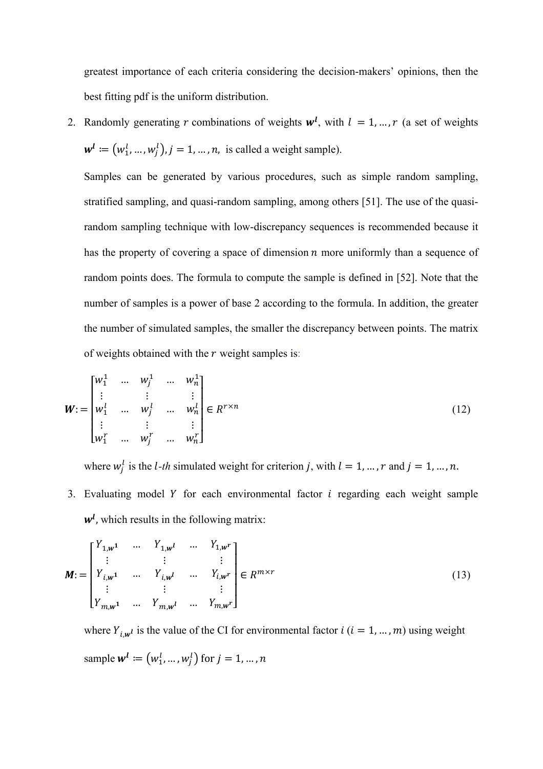greatest importance of each criteria considering the decision-makers' opinions, then the best fitting pdf is the uniform distribution.

2. Randomly generating $r$ combinations of weights $\boldsymbol{w^l}$, with $l = 1, \ldots, r$ (a set of weights $\boldsymbol{w^l} := (w_1^l, \ldots, w_j^l), j = 1, \ldots, n,$ is called a weight sample).

   Samples can be generated by various procedures, such as simple random sampling, stratified sampling, and quasi-random sampling, among others [51]. The use of the quasi-random sampling technique with low-discrepancy sequences is recommended because it has the property of covering a space of dimension $n$ more uniformly than a sequence of random points does. The formula to compute the sample is defined in [52]. Note that the number of samples is a power of base 2 according to the formula. In addition, the greater the number of simulated samples, the smaller the discrepancy between points. The matrix of weights obtained with the $r$ weight samples is:

$$\boldsymbol{W} := \begin{bmatrix} w_1^1 & \ldots & w_j^1 & \ldots & w_n^1 \\ \vdots & & \vdots & & \vdots \\ w_1^l & \ldots & w_j^l & \ldots & w_n^l \\ \vdots & & \vdots & & \vdots \\ w_1^r & \ldots & w_j^r & \ldots & w_n^r \end{bmatrix} \in R^{r \times n} \tag{12}$$

   where $w_j^l$ is the $l$-*th* simulated weight for criterion $j$, with $l = 1, \ldots, r$ and $j = 1, \ldots, n$.

3. Evaluating model $Y$ for each environmental factor $i$ regarding each weight sample $\boldsymbol{w^l}$, which results in the following matrix:

$$\boldsymbol{M} := \begin{bmatrix} Y_{1,\boldsymbol{w^1}} & \ldots & Y_{1,\boldsymbol{w^l}} & \ldots & Y_{1,\boldsymbol{w^r}} \\ \vdots & & \vdots & & \vdots \\ Y_{i,\boldsymbol{w^1}} & \ldots & Y_{i,\boldsymbol{w^l}} & \ldots & Y_{i,\boldsymbol{w^r}} \\ \vdots & & \vdots & & \vdots \\ Y_{m,\boldsymbol{w^1}} & \ldots & Y_{m,\boldsymbol{w^l}} & \ldots & Y_{m,\boldsymbol{w^r}} \end{bmatrix} \in R^{m \times r} \tag{13}$$

   where $Y_{i,\boldsymbol{w^l}}$ is the value of the CI for environmental factor $i$ ($i = 1, \ldots, m$) using weight sample $\boldsymbol{w^l} := (w_1^l, \ldots, w_j^l)$ for $j = 1, \ldots, n$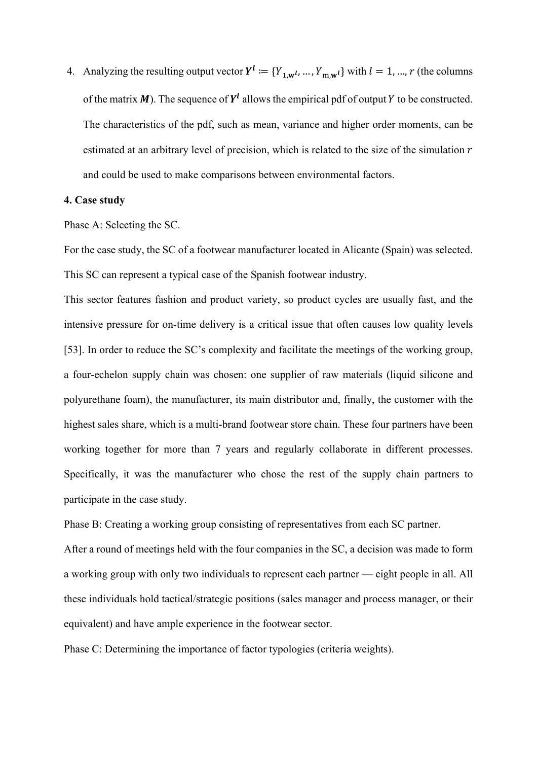4. Analyzing the resulting output vector $\boldsymbol{Y}^{\boldsymbol{l}} := \{Y_{1,\mathbf{w}^l}, \ldots, Y_{\mathrm{m},\mathbf{w}^l}\}$ with $l = 1, \ldots, r$ (the columns of the matrix $\boldsymbol{M}$). The sequence of $\boldsymbol{Y}^{\boldsymbol{l}}$ allows the empirical pdf of output $Y$ to be constructed. The characteristics of the pdf, such as mean, variance and higher order moments, can be estimated at an arbitrary level of precision, which is related to the size of the simulation $r$ and could be used to make comparisons between environmental factors.

**4. Case study**

Phase A: Selecting the SC.

For the case study, the SC of a footwear manufacturer located in Alicante (Spain) was selected. This SC can represent a typical case of the Spanish footwear industry.

This sector features fashion and product variety, so product cycles are usually fast, and the intensive pressure for on-time delivery is a critical issue that often causes low quality levels [53]. In order to reduce the SC's complexity and facilitate the meetings of the working group, a four-echelon supply chain was chosen: one supplier of raw materials (liquid silicone and polyurethane foam), the manufacturer, its main distributor and, finally, the customer with the highest sales share, which is a multi-brand footwear store chain. These four partners have been working together for more than 7 years and regularly collaborate in different processes. Specifically, it was the manufacturer who chose the rest of the supply chain partners to participate in the case study.

Phase B: Creating a working group consisting of representatives from each SC partner.

After a round of meetings held with the four companies in the SC, a decision was made to form a working group with only two individuals to represent each partner — eight people in all. All these individuals hold tactical/strategic positions (sales manager and process manager, or their equivalent) and have ample experience in the footwear sector.

Phase C: Determining the importance of factor typologies (criteria weights).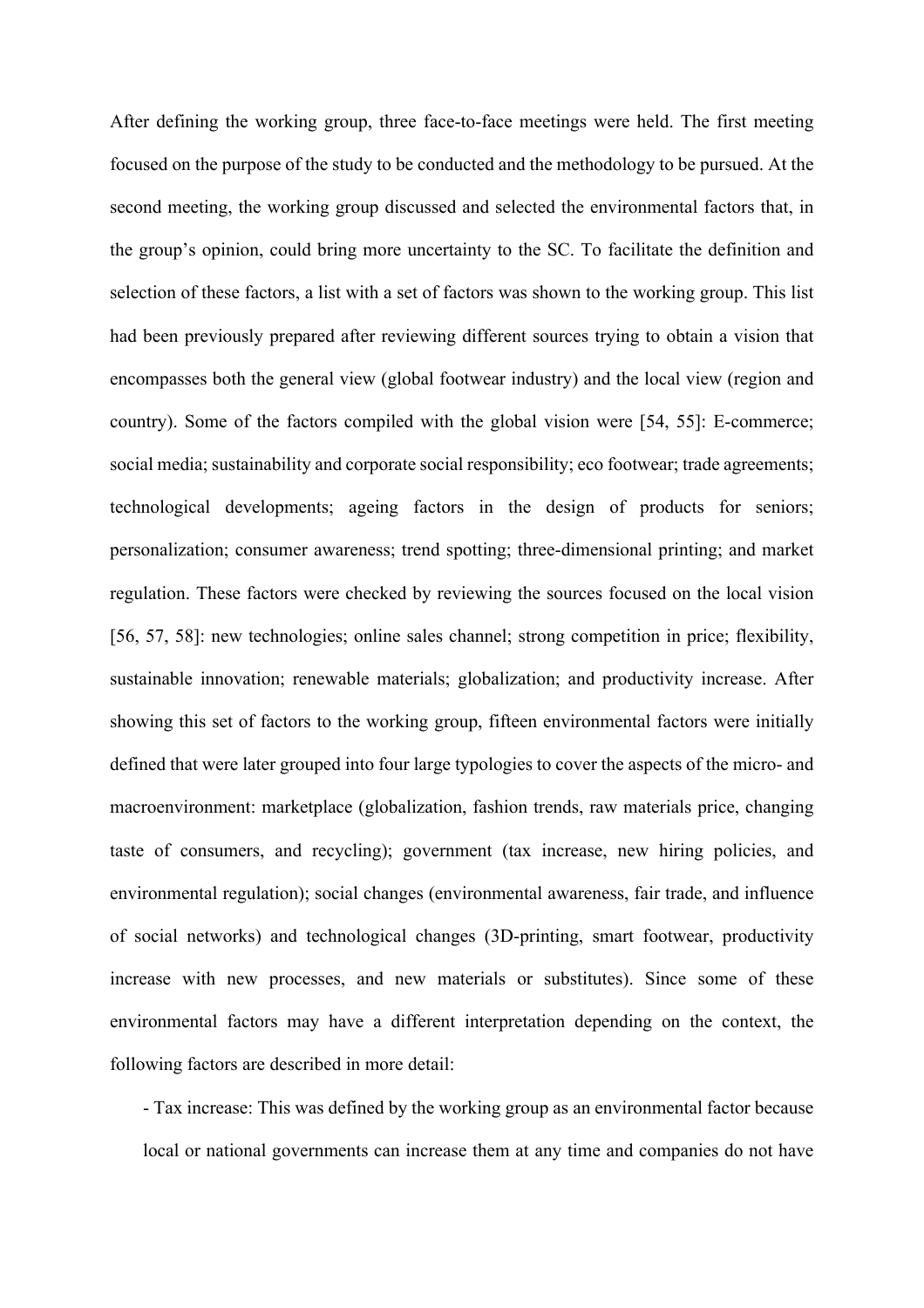After defining the working group, three face-to-face meetings were held. The first meeting focused on the purpose of the study to be conducted and the methodology to be pursued. At the second meeting, the working group discussed and selected the environmental factors that, in the group's opinion, could bring more uncertainty to the SC. To facilitate the definition and selection of these factors, a list with a set of factors was shown to the working group. This list had been previously prepared after reviewing different sources trying to obtain a vision that encompasses both the general view (global footwear industry) and the local view (region and country). Some of the factors compiled with the global vision were [54, 55]: E-commerce; social media; sustainability and corporate social responsibility; eco footwear; trade agreements; technological developments; ageing factors in the design of products for seniors; personalization; consumer awareness; trend spotting; three-dimensional printing; and market regulation. These factors were checked by reviewing the sources focused on the local vision [56, 57, 58]: new technologies; online sales channel; strong competition in price; flexibility, sustainable innovation; renewable materials; globalization; and productivity increase. After showing this set of factors to the working group, fifteen environmental factors were initially defined that were later grouped into four large typologies to cover the aspects of the micro- and macroenvironment: marketplace (globalization, fashion trends, raw materials price, changing taste of consumers, and recycling); government (tax increase, new hiring policies, and environmental regulation); social changes (environmental awareness, fair trade, and influence of social networks) and technological changes (3D-printing, smart footwear, productivity increase with new processes, and new materials or substitutes). Since some of these environmental factors may have a different interpretation depending on the context, the following factors are described in more detail:

- Tax increase: This was defined by the working group as an environmental factor because local or national governments can increase them at any time and companies do not have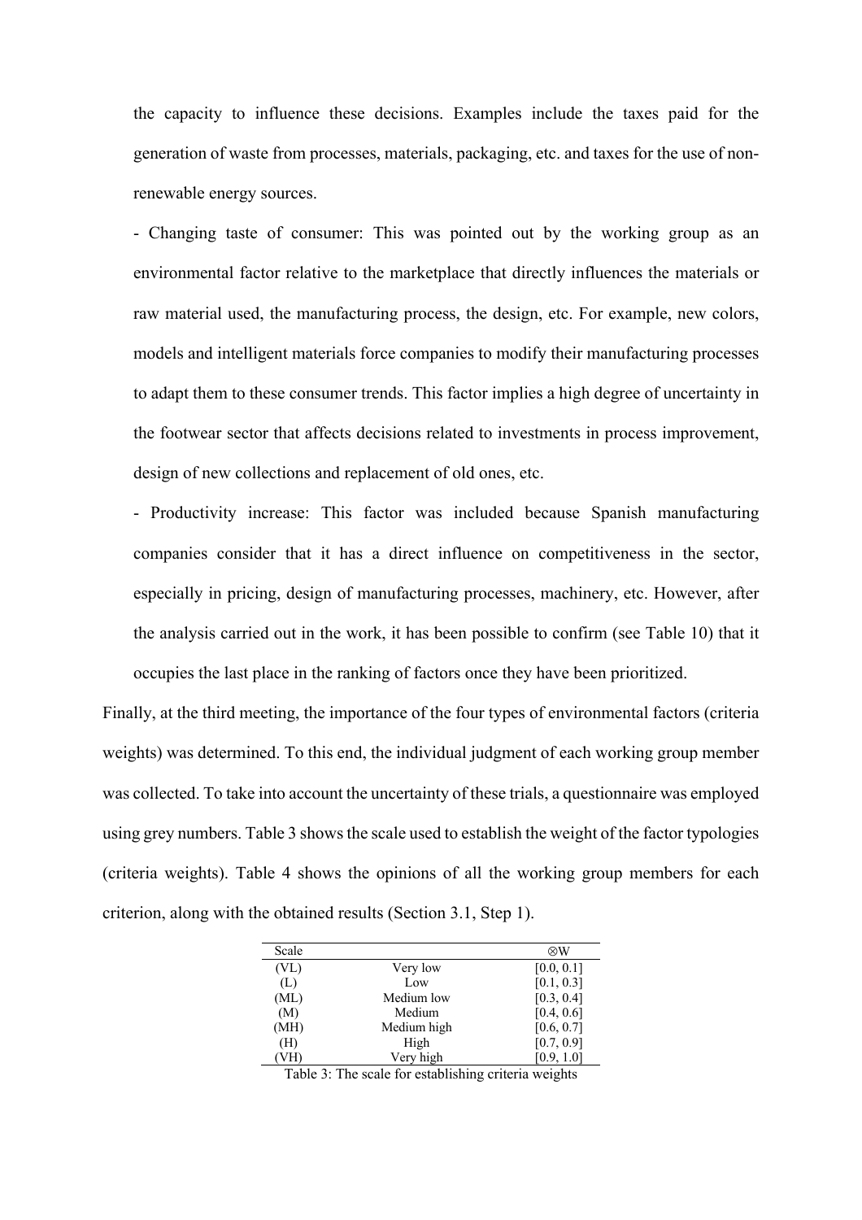the capacity to influence these decisions. Examples include the taxes paid for the generation of waste from processes, materials, packaging, etc. and taxes for the use of non-renewable energy sources.

- Changing taste of consumer: This was pointed out by the working group as an environmental factor relative to the marketplace that directly influences the materials or raw material used, the manufacturing process, the design, etc. For example, new colors, models and intelligent materials force companies to modify their manufacturing processes to adapt them to these consumer trends. This factor implies a high degree of uncertainty in the footwear sector that affects decisions related to investments in process improvement, design of new collections and replacement of old ones, etc.

- Productivity increase: This factor was included because Spanish manufacturing companies consider that it has a direct influence on competitiveness in the sector, especially in pricing, design of manufacturing processes, machinery, etc. However, after the analysis carried out in the work, it has been possible to confirm (see Table 10) that it occupies the last place in the ranking of factors once they have been prioritized.

Finally, at the third meeting, the importance of the four types of environmental factors (criteria weights) was determined. To this end, the individual judgment of each working group member was collected. To take into account the uncertainty of these trials, a questionnaire was employed using grey numbers. Table 3 shows the scale used to establish the weight of the factor typologies (criteria weights). Table 4 shows the opinions of all the working group members for each criterion, along with the obtained results (Section 3.1, Step 1).

| Scale | | $\otimes W$ |
|---|---|---|
| (VL) | Very low | [0.0, 0.1] |
| (L) | Low | [0.1, 0.3] |
| (ML) | Medium low | [0.3, 0.4] |
| (M) | Medium | [0.4, 0.6] |
| (MH) | Medium high | [0.6, 0.7] |
| (H) | High | [0.7, 0.9] |
| (VH) | Very high | [0.9, 1.0] |

Table 3: The scale for establishing criteria weights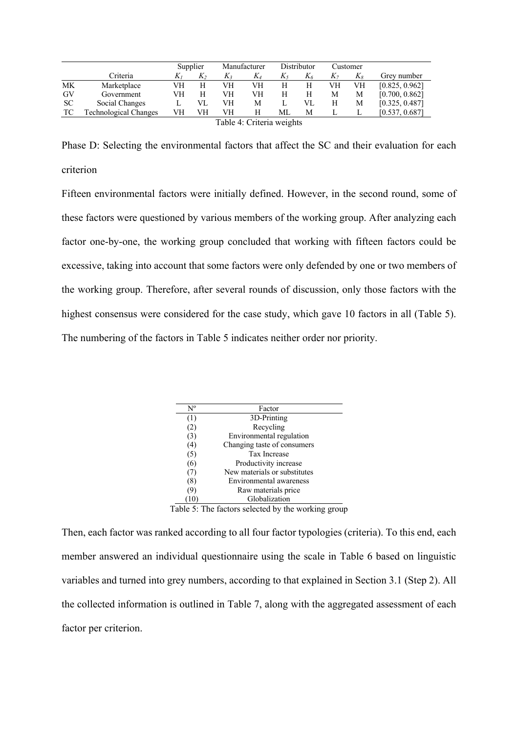| | Criteria | Supplier | | Manufacturer | | Distributor | | Customer | | Grey number |
|---|---|---|---|---|---|---|---|---|---|---|
| | | $K_1$ | $K_2$ | $K_3$ | $K_4$ | $K_5$ | $K_6$ | $K_7$ | $K_8$ | |
| MK | Marketplace | VH | H | VH | VH | H | H | VH | VH | [0.825, 0.962] |
| GV | Government | VH | H | VH | VH | H | H | M | M | [0.700, 0.862] |
| SC | Social Changes | L | VL | VH | M | L | VL | H | M | [0.325, 0.487] |
| TC | Technological Changes | VH | VH | VH | H | ML | M | L | L | [0.537, 0.687] |

Table 4: Criteria weights

Phase D: Selecting the environmental factors that affect the SC and their evaluation for each criterion

Fifteen environmental factors were initially defined. However, in the second round, some of these factors were questioned by various members of the working group. After analyzing each factor one-by-one, the working group concluded that working with fifteen factors could be excessive, taking into account that some factors were only defended by one or two members of the working group. Therefore, after several rounds of discussion, only those factors with the highest consensus were considered for the case study, which gave 10 factors in all (Table 5). The numbering of the factors in Table 5 indicates neither order nor priority.

| Nº | Factor |
|---|---|
| (1) | 3D-Printing |
| (2) | Recycling |
| (3) | Environmental regulation |
| (4) | Changing taste of consumers |
| (5) | Tax Increase |
| (6) | Productivity increase |
| (7) | New materials or substitutes |
| (8) | Environmental awareness |
| (9) | Raw materials price |
| (10) | Globalization |

Table 5: The factors selected by the working group

Then, each factor was ranked according to all four factor typologies (criteria). To this end, each member answered an individual questionnaire using the scale in Table 6 based on linguistic variables and turned into grey numbers, according to that explained in Section 3.1 (Step 2). All the collected information is outlined in Table 7, along with the aggregated assessment of each factor per criterion.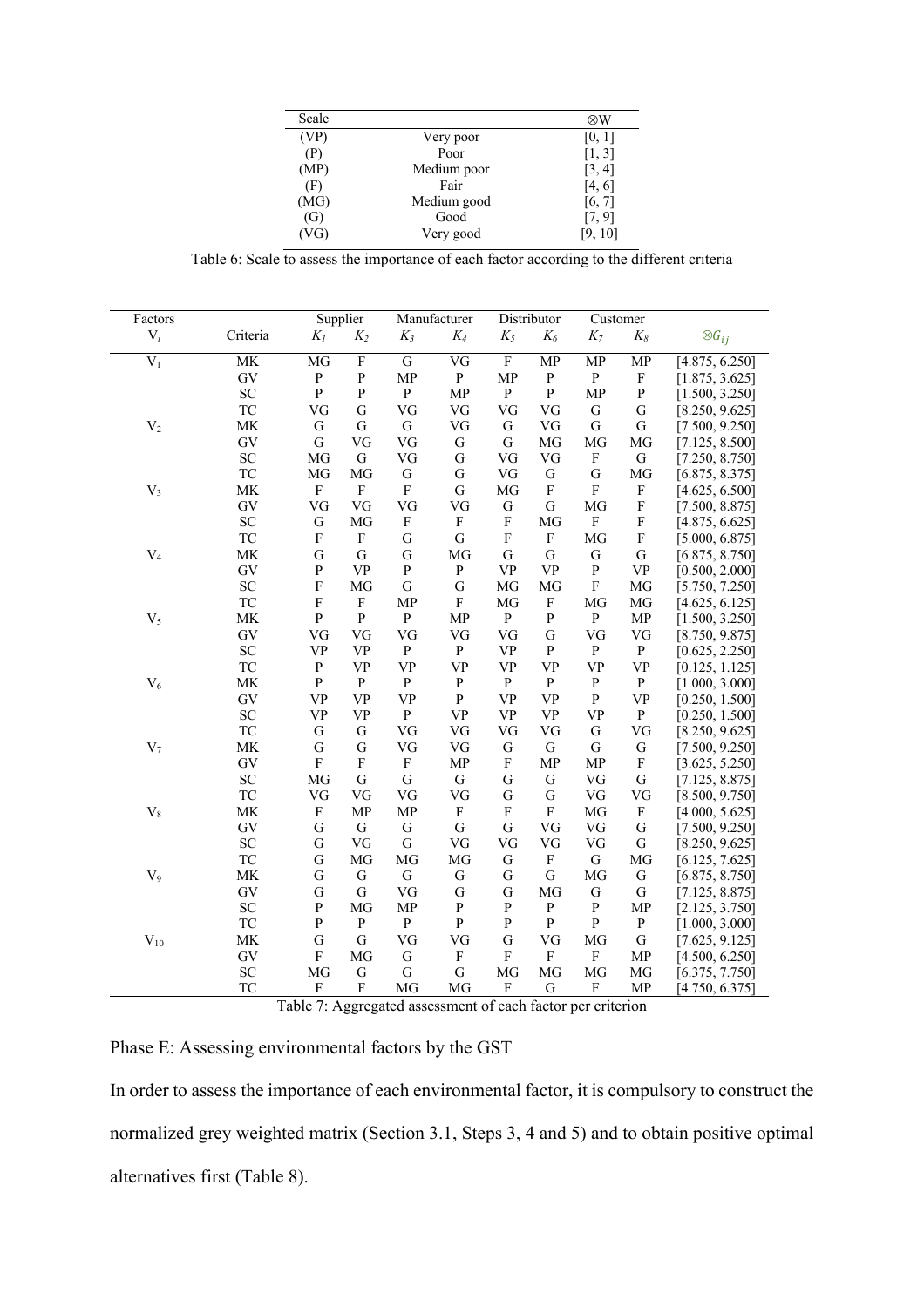| Scale | | ⊗W |
|---|---|---|
| (VP) | Very poor | [0, 1] |
| (P) | Poor | [1, 3] |
| (MP) | Medium poor | [3, 4] |
| (F) | Fair | [4, 6] |
| (MG) | Medium good | [6, 7] |
| (G) | Good | [7, 9] |
| (VG) | Very good | [9, 10] |

Table 6: Scale to assess the importance of each factor according to the different criteria

| Factors | | Supplier | | Manufacturer | | Distributor | | Customer | | |
|---|---|---|---|---|---|---|---|---|---|---|
| $V_i$ | Criteria | $K_1$ | $K_2$ | $K_3$ | $K_4$ | $K_5$ | $K_6$ | $K_7$ | $K_8$ | $\otimes G_{ij}$ |
| $V_1$ | MK | MG | F | G | VG | F | MP | MP | MP | [4.875, 6.250] |
| | GV | P | P | MP | P | MP | P | P | F | [1.875, 3.625] |
| | SC | P | P | P | MP | P | P | MP | P | [1.500, 3.250] |
| | TC | VG | G | VG | VG | VG | VG | G | G | [8.250, 9.625] |
| $V_2$ | MK | G | G | G | VG | G | VG | G | G | [7.500, 9.250] |
| | GV | G | VG | VG | G | G | MG | MG | MG | [7.125, 8.500] |
| | SC | MG | G | VG | G | VG | VG | F | G | [7.250, 8.750] |
| | TC | MG | MG | G | G | VG | G | G | MG | [6.875, 8.375] |
| $V_3$ | MK | F | F | F | G | MG | F | F | F | [4.625, 6.500] |
| | GV | VG | VG | VG | VG | G | G | MG | F | [7.500, 8.875] |
| | SC | G | MG | F | F | F | MG | F | F | [4.875, 6.625] |
| | TC | F | F | G | G | F | F | MG | F | [5.000, 6.875] |
| $V_4$ | MK | G | G | G | MG | G | G | G | G | [6.875, 8.750] |
| | GV | P | VP | P | P | VP | VP | P | VP | [0.500, 2.000] |
| | SC | F | MG | G | G | MG | MG | F | MG | [5.750, 7.250] |
| | TC | F | F | MP | F | MG | F | MG | MG | [4.625, 6.125] |
| $V_5$ | MK | P | P | P | MP | P | P | P | MP | [1.500, 3.250] |
| | GV | VG | VG | VG | VG | VG | G | VG | VG | [8.750, 9.875] |
| | SC | VP | VP | P | P | VP | P | P | P | [0.625, 2.250] |
| | TC | P | VP | VP | VP | VP | VP | VP | VP | [0.125, 1.125] |
| $V_6$ | MK | P | P | P | P | P | P | P | P | [1.000, 3.000] |
| | GV | VP | VP | VP | P | VP | VP | P | VP | [0.250, 1.500] |
| | SC | VP | VP | P | VP | VP | VP | VP | P | [0.250, 1.500] |
| | TC | G | G | VG | VG | VG | VG | G | VG | [8.250, 9.625] |
| $V_7$ | MK | G | G | VG | VG | G | G | G | G | [7.500, 9.250] |
| | GV | F | F | F | MP | F | MP | MP | F | [3.625, 5.250] |
| | SC | MG | G | G | G | G | G | VG | G | [7.125, 8.875] |
| | TC | VG | VG | VG | VG | G | G | VG | VG | [8.500, 9.750] |
| $V_8$ | MK | F | MP | MP | F | F | F | MG | F | [4.000, 5.625] |
| | GV | G | G | G | G | G | VG | VG | G | [7.500, 9.250] |
| | SC | G | VG | G | VG | VG | VG | VG | G | [8.250, 9.625] |
| | TC | G | MG | MG | MG | G | F | G | MG | [6.125, 7.625] |
| $V_9$ | MK | G | G | G | G | G | G | MG | G | [6.875, 8.750] |
| | GV | G | G | VG | G | G | MG | G | G | [7.125, 8.875] |
| | SC | P | MG | MP | P | P | P | P | MP | [2.125, 3.750] |
| | TC | P | P | P | P | P | P | P | P | [1.000, 3.000] |
| $V_{10}$ | MK | G | G | VG | VG | G | VG | MG | G | [7.625, 9.125] |
| | GV | F | MG | G | F | F | F | F | MP | [4.500, 6.250] |
| | SC | MG | G | G | G | MG | MG | MG | MG | [6.375, 7.750] |
| | TC | F | F | MG | MG | F | G | F | MP | [4.750, 6.375] |

Table 7: Aggregated assessment of each factor per criterion

Phase E: Assessing environmental factors by the GST

In order to assess the importance of each environmental factor, it is compulsory to construct the normalized grey weighted matrix (Section 3.1, Steps 3, 4 and 5) and to obtain positive optimal alternatives first (Table 8).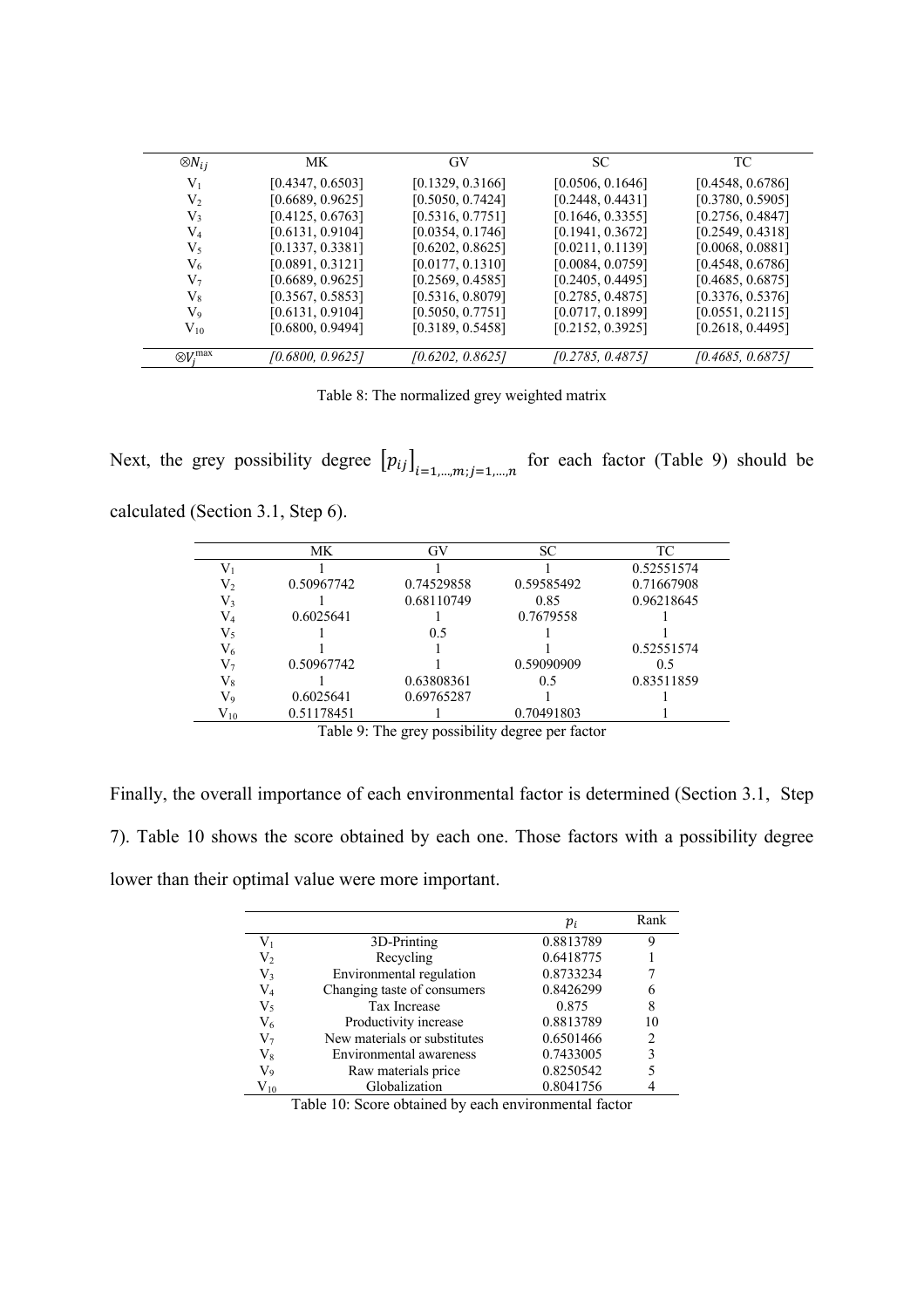| $\otimes N_{ij}$ | MK | GV | SC | TC |
|---|---|---|---|---|
| $V_1$ | [0.4347, 0.6503] | [0.1329, 0.3166] | [0.0506, 0.1646] | [0.4548, 0.6786] |
| $V_2$ | [0.6689, 0.9625] | [0.5050, 0.7424] | [0.2448, 0.4431] | [0.3780, 0.5905] |
| $V_3$ | [0.4125, 0.6763] | [0.5316, 0.7751] | [0.1646, 0.3355] | [0.2756, 0.4847] |
| $V_4$ | [0.6131, 0.9104] | [0.0354, 0.1746] | [0.1941, 0.3672] | [0.2549, 0.4318] |
| $V_5$ | [0.1337, 0.3381] | [0.6202, 0.8625] | [0.0211, 0.1139] | [0.0068, 0.0881] |
| $V_6$ | [0.0891, 0.3121] | [0.0177, 0.1310] | [0.0084, 0.0759] | [0.4548, 0.6786] |
| $V_7$ | [0.6689, 0.9625] | [0.2569, 0.4585] | [0.2405, 0.4495] | [0.4685, 0.6875] |
| $V_8$ | [0.3567, 0.5853] | [0.5316, 0.8079] | [0.2785, 0.4875] | [0.3376, 0.5376] |
| $V_9$ | [0.6131, 0.9104] | [0.5050, 0.7751] | [0.0717, 0.1899] | [0.0551, 0.2115] |
| $V_{10}$ | [0.6800, 0.9494] | [0.3189, 0.5458] | [0.2152, 0.3925] | [0.2618, 0.4495] |
| $\otimes V_j^{\max}$ | *[0.6800, 0.9625]* | *[0.6202, 0.8625]* | *[0.2785, 0.4875]* | *[0.4685, 0.6875]* |

Table 8: The normalized grey weighted matrix

Next, the grey possibility degree $\left[p_{ij}\right]_{i=1,\dots,m;j=1,\dots,n}$ for each factor (Table 9) should be calculated (Section 3.1, Step 6).

| | MK | GV | SC | TC |
|---|---|---|---|---|
| $V_1$ | 1 | 1 | 1 | 0.52551574 |
| $V_2$ | 0.50967742 | 0.74529858 | 0.59585492 | 0.71667908 |
| $V_3$ | 1 | 0.68110749 | 0.85 | 0.96218645 |
| $V_4$ | 0.6025641 | 1 | 0.7679558 | 1 |
| $V_5$ | 1 | 0.5 | 1 | 1 |
| $V_6$ | 1 | 1 | 1 | 0.52551574 |
| $V_7$ | 0.50967742 | 1 | 0.59090909 | 0.5 |
| $V_8$ | 1 | 0.63808361 | 0.5 | 0.83511859 |
| $V_9$ | 0.6025641 | 0.69765287 | 1 | 1 |
| $V_{10}$ | 0.51178451 | 1 | 0.70491803 | 1 |

Table 9: The grey possibility degree per factor

Finally, the overall importance of each environmental factor is determined (Section 3.1, Step 7). Table 10 shows the score obtained by each one. Those factors with a possibility degree lower than their optimal value were more important.

| | | $p_i$ | Rank |
|---|---|---|---|
| $V_1$ | 3D-Printing | 0.8813789 | 9 |
| $V_2$ | Recycling | 0.6418775 | 1 |
| $V_3$ | Environmental regulation | 0.8733234 | 7 |
| $V_4$ | Changing taste of consumers | 0.8426299 | 6 |
| $V_5$ | Tax Increase | 0.875 | 8 |
| $V_6$ | Productivity increase | 0.8813789 | 10 |
| $V_7$ | New materials or substitutes | 0.6501466 | 2 |
| $V_8$ | Environmental awareness | 0.7433005 | 3 |
| $V_9$ | Raw materials price | 0.8250542 | 5 |
| $V_{10}$ | Globalization | 0.8041756 | 4 |

Table 10: Score obtained by each environmental factor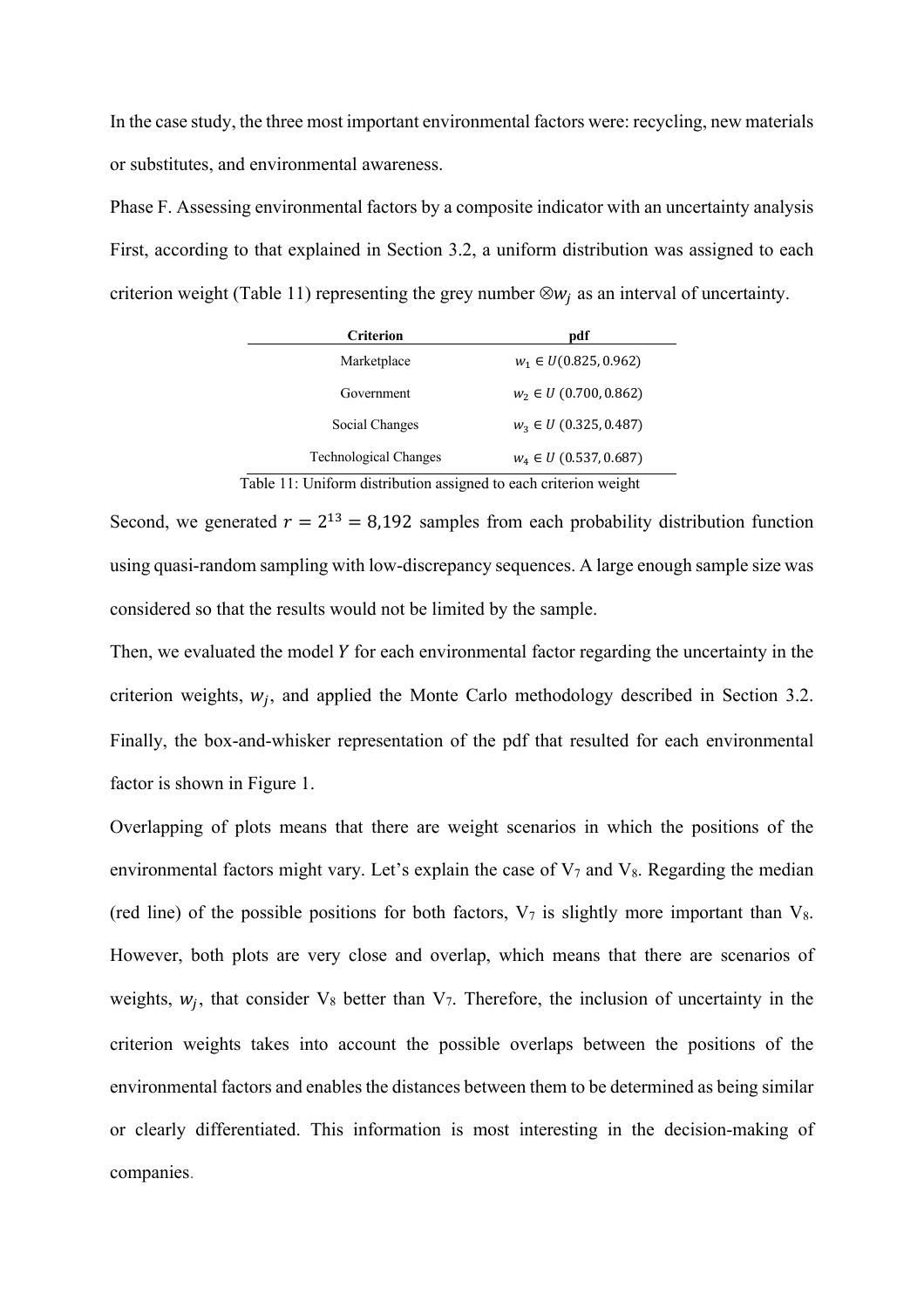In the case study, the three most important environmental factors were: recycling, new materials or substitutes, and environmental awareness.

Phase F. Assessing environmental factors by a composite indicator with an uncertainty analysis

First, according to that explained in Section 3.2, a uniform distribution was assigned to each criterion weight (Table 11) representing the grey number $\otimes w_j$ as an interval of uncertainty.

| Criterion | pdf |
|---|---|
| Marketplace | $w_1 \in U(0.825, 0.962)$ |
| Government | $w_2 \in U\ (0.700, 0.862)$ |
| Social Changes | $w_3 \in U\ (0.325, 0.487)$ |
| Technological Changes | $w_4 \in U\ (0.537, 0.687)$ |

Table 11: Uniform distribution assigned to each criterion weight

Second, we generated $r = 2^{13} = 8{,}192$ samples from each probability distribution function using quasi-random sampling with low-discrepancy sequences. A large enough sample size was considered so that the results would not be limited by the sample.

Then, we evaluated the model $Y$ for each environmental factor regarding the uncertainty in the criterion weights, $w_j$, and applied the Monte Carlo methodology described in Section 3.2. Finally, the box-and-whisker representation of the pdf that resulted for each environmental factor is shown in Figure 1.

Overlapping of plots means that there are weight scenarios in which the positions of the environmental factors might vary. Let's explain the case of $V_7$ and $V_8$. Regarding the median (red line) of the possible positions for both factors, $V_7$ is slightly more important than $V_8$. However, both plots are very close and overlap, which means that there are scenarios of weights, $w_j$, that consider $V_8$ better than $V_7$. Therefore, the inclusion of uncertainty in the criterion weights takes into account the possible overlaps between the positions of the environmental factors and enables the distances between them to be determined as being similar or clearly differentiated. This information is most interesting in the decision-making of companies.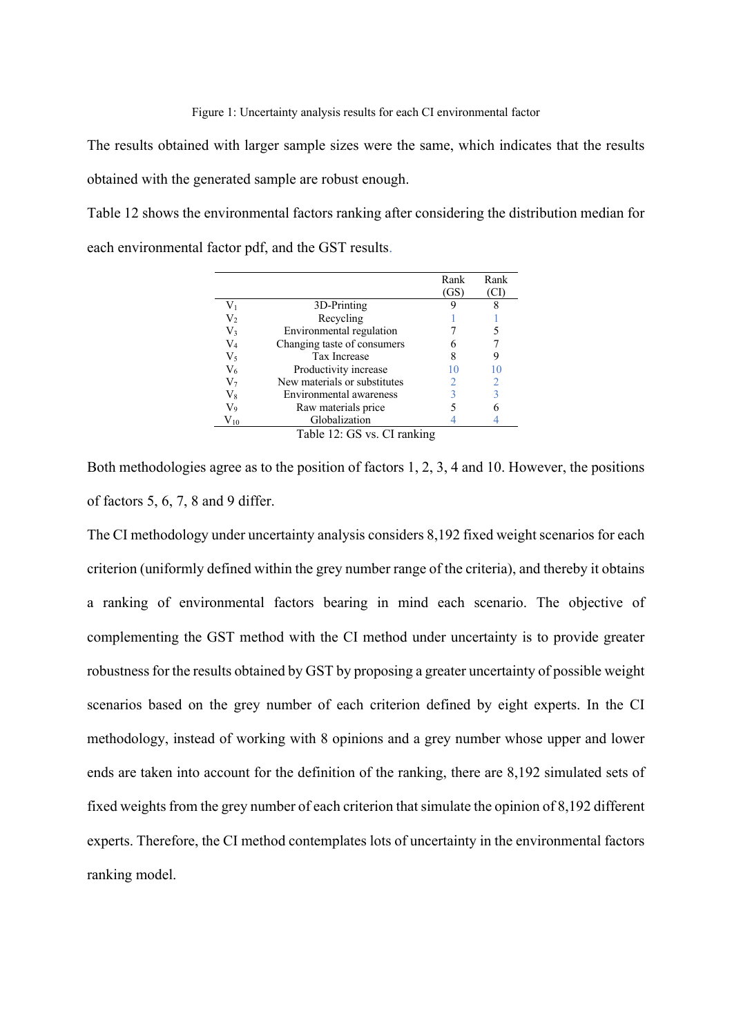Figure 1: Uncertainty analysis results for each CI environmental factor

The results obtained with larger sample sizes were the same, which indicates that the results obtained with the generated sample are robust enough.

Table 12 shows the environmental factors ranking after considering the distribution median for each environmental factor pdf, and the GST results.

| | | Rank (GS) | Rank (CI) |
|---|---|---|---|
| $V_1$ | 3D-Printing | 9 | 8 |
| $V_2$ | Recycling | 1 | 1 |
| $V_3$ | Environmental regulation | 7 | 5 |
| $V_4$ | Changing taste of consumers | 6 | 7 |
| $V_5$ | Tax Increase | 8 | 9 |
| $V_6$ | Productivity increase | 10 | 10 |
| $V_7$ | New materials or substitutes | 2 | 2 |
| $V_8$ | Environmental awareness | 3 | 3 |
| $V_9$ | Raw materials price | 5 | 6 |
| $V_{10}$ | Globalization | 4 | 4 |

Table 12: GS vs. CI ranking

Both methodologies agree as to the position of factors 1, 2, 3, 4 and 10. However, the positions of factors 5, 6, 7, 8 and 9 differ.

The CI methodology under uncertainty analysis considers 8,192 fixed weight scenarios for each criterion (uniformly defined within the grey number range of the criteria), and thereby it obtains a ranking of environmental factors bearing in mind each scenario. The objective of complementing the GST method with the CI method under uncertainty is to provide greater robustness for the results obtained by GST by proposing a greater uncertainty of possible weight scenarios based on the grey number of each criterion defined by eight experts. In the CI methodology, instead of working with 8 opinions and a grey number whose upper and lower ends are taken into account for the definition of the ranking, there are 8,192 simulated sets of fixed weights from the grey number of each criterion that simulate the opinion of 8,192 different experts. Therefore, the CI method contemplates lots of uncertainty in the environmental factors ranking model.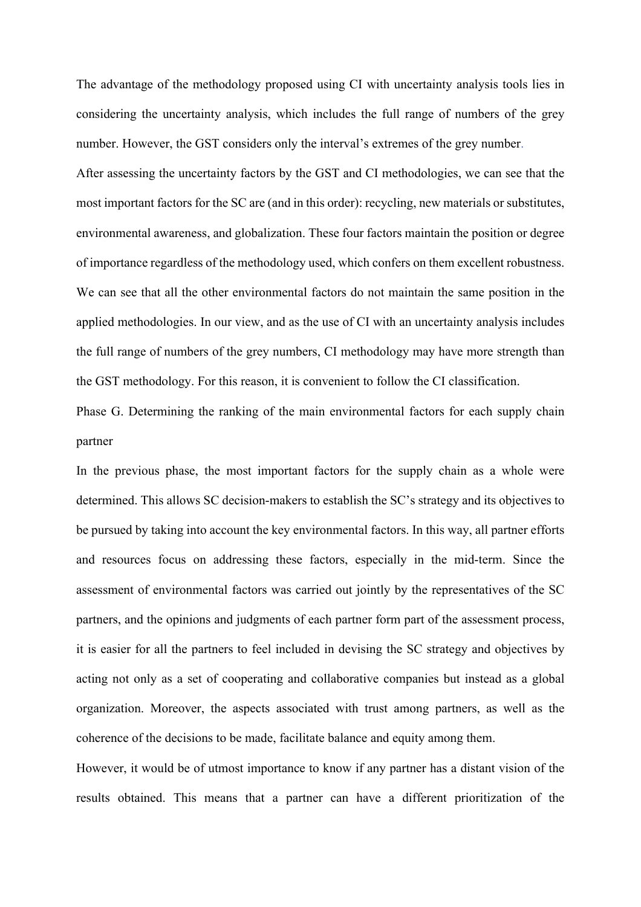The advantage of the methodology proposed using CI with uncertainty analysis tools lies in considering the uncertainty analysis, which includes the full range of numbers of the grey number. However, the GST considers only the interval's extremes of the grey number.

After assessing the uncertainty factors by the GST and CI methodologies, we can see that the most important factors for the SC are (and in this order): recycling, new materials or substitutes, environmental awareness, and globalization. These four factors maintain the position or degree of importance regardless of the methodology used, which confers on them excellent robustness. We can see that all the other environmental factors do not maintain the same position in the applied methodologies. In our view, and as the use of CI with an uncertainty analysis includes the full range of numbers of the grey numbers, CI methodology may have more strength than the GST methodology. For this reason, it is convenient to follow the CI classification.

Phase G. Determining the ranking of the main environmental factors for each supply chain partner

In the previous phase, the most important factors for the supply chain as a whole were determined. This allows SC decision-makers to establish the SC's strategy and its objectives to be pursued by taking into account the key environmental factors. In this way, all partner efforts and resources focus on addressing these factors, especially in the mid-term. Since the assessment of environmental factors was carried out jointly by the representatives of the SC partners, and the opinions and judgments of each partner form part of the assessment process, it is easier for all the partners to feel included in devising the SC strategy and objectives by acting not only as a set of cooperating and collaborative companies but instead as a global organization. Moreover, the aspects associated with trust among partners, as well as the coherence of the decisions to be made, facilitate balance and equity among them.

However, it would be of utmost importance to know if any partner has a distant vision of the results obtained. This means that a partner can have a different prioritization of the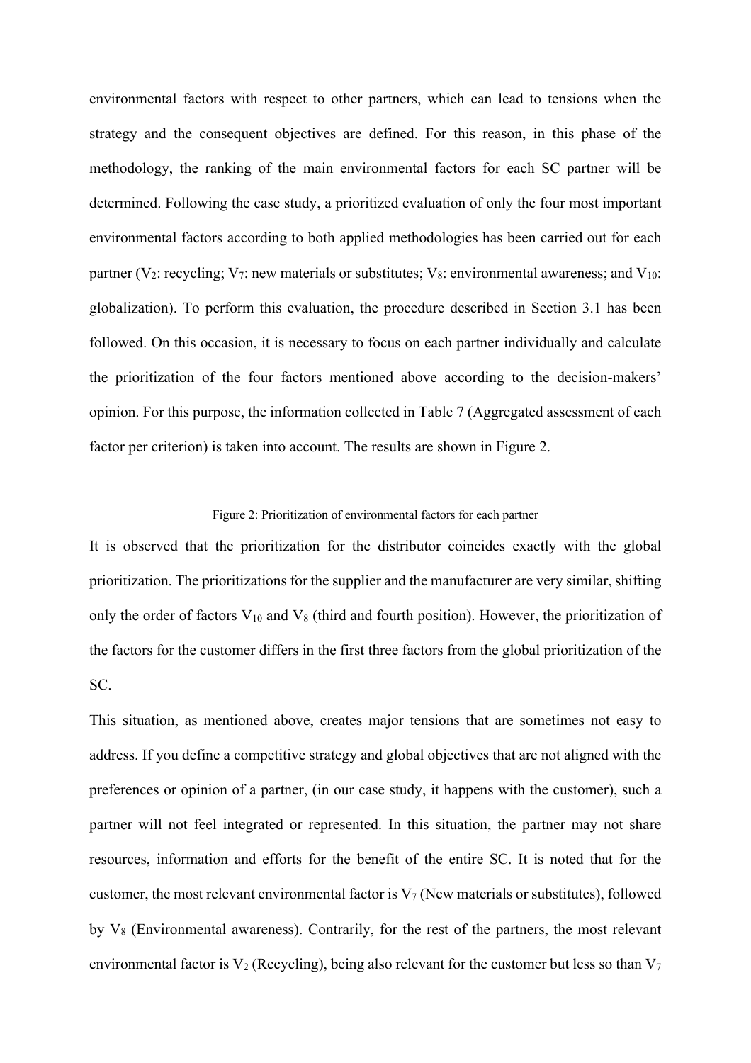environmental factors with respect to other partners, which can lead to tensions when the strategy and the consequent objectives are defined. For this reason, in this phase of the methodology, the ranking of the main environmental factors for each SC partner will be determined. Following the case study, a prioritized evaluation of only the four most important environmental factors according to both applied methodologies has been carried out for each partner ($V_2$: recycling; $V_7$: new materials or substitutes; $V_8$: environmental awareness; and $V_{10}$: globalization). To perform this evaluation, the procedure described in Section 3.1 has been followed. On this occasion, it is necessary to focus on each partner individually and calculate the prioritization of the four factors mentioned above according to the decision-makers' opinion. For this purpose, the information collected in Table 7 (Aggregated assessment of each factor per criterion) is taken into account. The results are shown in Figure 2.

Figure 2: Prioritization of environmental factors for each partner

It is observed that the prioritization for the distributor coincides exactly with the global prioritization. The prioritizations for the supplier and the manufacturer are very similar, shifting only the order of factors $V_{10}$ and $V_8$ (third and fourth position). However, the prioritization of the factors for the customer differs in the first three factors from the global prioritization of the SC.

This situation, as mentioned above, creates major tensions that are sometimes not easy to address. If you define a competitive strategy and global objectives that are not aligned with the preferences or opinion of a partner, (in our case study, it happens with the customer), such a partner will not feel integrated or represented. In this situation, the partner may not share resources, information and efforts for the benefit of the entire SC. It is noted that for the customer, the most relevant environmental factor is $V_7$ (New materials or substitutes), followed by $V_8$ (Environmental awareness). Contrarily, for the rest of the partners, the most relevant environmental factor is $V_2$ (Recycling), being also relevant for the customer but less so than $V_7$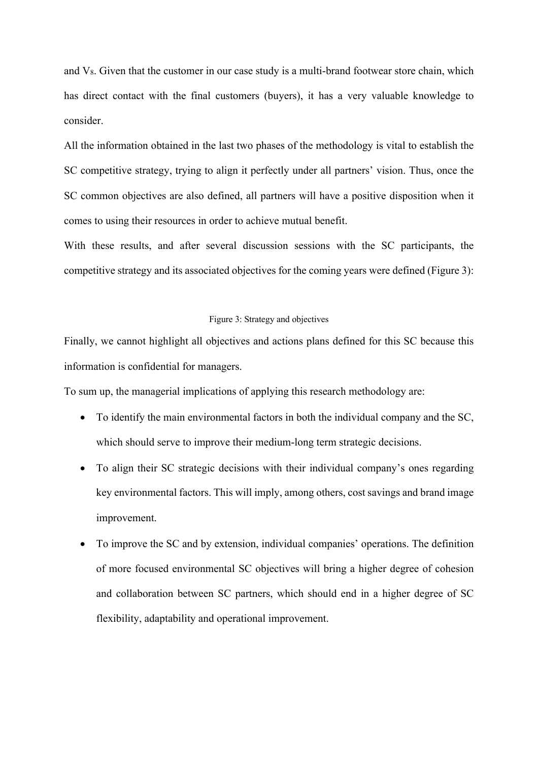and $V_8$. Given that the customer in our case study is a multi-brand footwear store chain, which has direct contact with the final customers (buyers), it has a very valuable knowledge to consider.

All the information obtained in the last two phases of the methodology is vital to establish the SC competitive strategy, trying to align it perfectly under all partners' vision. Thus, once the SC common objectives are also defined, all partners will have a positive disposition when it comes to using their resources in order to achieve mutual benefit.

With these results, and after several discussion sessions with the SC participants, the competitive strategy and its associated objectives for the coming years were defined (Figure 3):

Figure 3: Strategy and objectives

Finally, we cannot highlight all objectives and actions plans defined for this SC because this information is confidential for managers.

To sum up, the managerial implications of applying this research methodology are:

- To identify the main environmental factors in both the individual company and the SC, which should serve to improve their medium-long term strategic decisions.
- To align their SC strategic decisions with their individual company's ones regarding key environmental factors. This will imply, among others, cost savings and brand image improvement.
- To improve the SC and by extension, individual companies' operations. The definition of more focused environmental SC objectives will bring a higher degree of cohesion and collaboration between SC partners, which should end in a higher degree of SC flexibility, adaptability and operational improvement.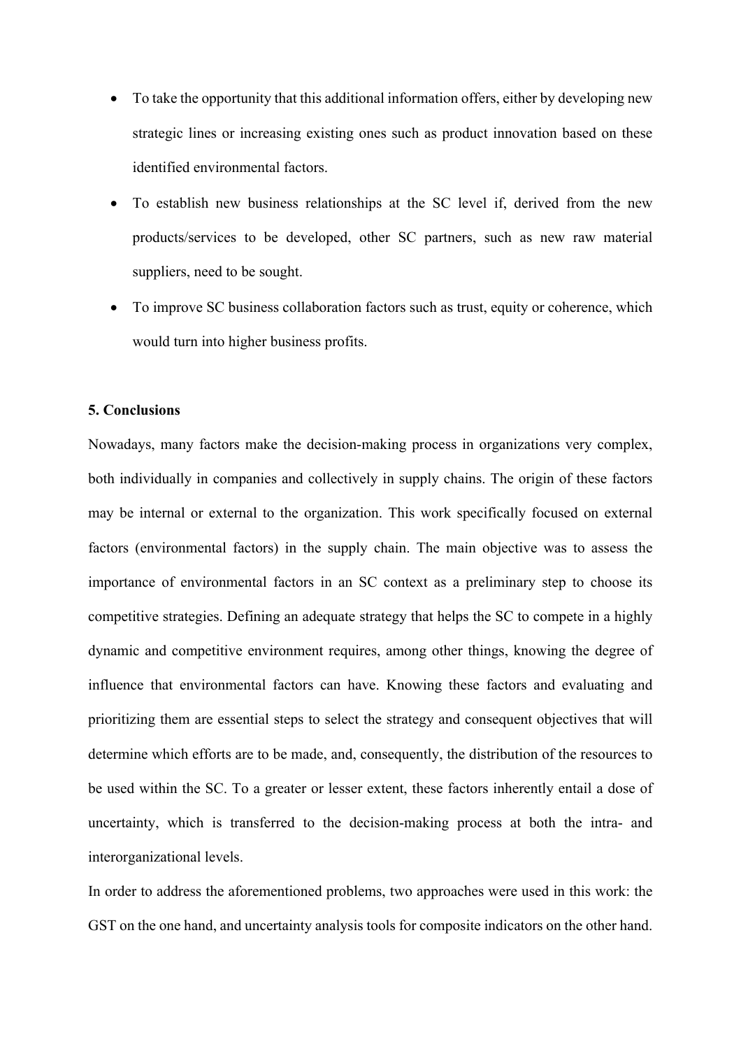- To take the opportunity that this additional information offers, either by developing new strategic lines or increasing existing ones such as product innovation based on these identified environmental factors.
- To establish new business relationships at the SC level if, derived from the new products/services to be developed, other SC partners, such as new raw material suppliers, need to be sought.
- To improve SC business collaboration factors such as trust, equity or coherence, which would turn into higher business profits.

**5. Conclusions**

Nowadays, many factors make the decision-making process in organizations very complex, both individually in companies and collectively in supply chains. The origin of these factors may be internal or external to the organization. This work specifically focused on external factors (environmental factors) in the supply chain. The main objective was to assess the importance of environmental factors in an SC context as a preliminary step to choose its competitive strategies. Defining an adequate strategy that helps the SC to compete in a highly dynamic and competitive environment requires, among other things, knowing the degree of influence that environmental factors can have. Knowing these factors and evaluating and prioritizing them are essential steps to select the strategy and consequent objectives that will determine which efforts are to be made, and, consequently, the distribution of the resources to be used within the SC. To a greater or lesser extent, these factors inherently entail a dose of uncertainty, which is transferred to the decision-making process at both the intra- and interorganizational levels.

In order to address the aforementioned problems, two approaches were used in this work: the GST on the one hand, and uncertainty analysis tools for composite indicators on the other hand.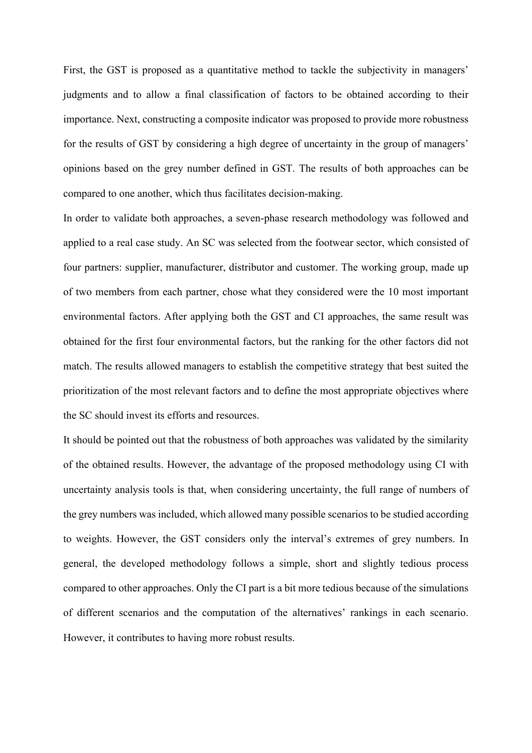First, the GST is proposed as a quantitative method to tackle the subjectivity in managers' judgments and to allow a final classification of factors to be obtained according to their importance. Next, constructing a composite indicator was proposed to provide more robustness for the results of GST by considering a high degree of uncertainty in the group of managers' opinions based on the grey number defined in GST. The results of both approaches can be compared to one another, which thus facilitates decision-making.

In order to validate both approaches, a seven-phase research methodology was followed and applied to a real case study. An SC was selected from the footwear sector, which consisted of four partners: supplier, manufacturer, distributor and customer. The working group, made up of two members from each partner, chose what they considered were the 10 most important environmental factors. After applying both the GST and CI approaches, the same result was obtained for the first four environmental factors, but the ranking for the other factors did not match. The results allowed managers to establish the competitive strategy that best suited the prioritization of the most relevant factors and to define the most appropriate objectives where the SC should invest its efforts and resources.

It should be pointed out that the robustness of both approaches was validated by the similarity of the obtained results. However, the advantage of the proposed methodology using CI with uncertainty analysis tools is that, when considering uncertainty, the full range of numbers of the grey numbers was included, which allowed many possible scenarios to be studied according to weights. However, the GST considers only the interval's extremes of grey numbers. In general, the developed methodology follows a simple, short and slightly tedious process compared to other approaches. Only the CI part is a bit more tedious because of the simulations of different scenarios and the computation of the alternatives' rankings in each scenario. However, it contributes to having more robust results.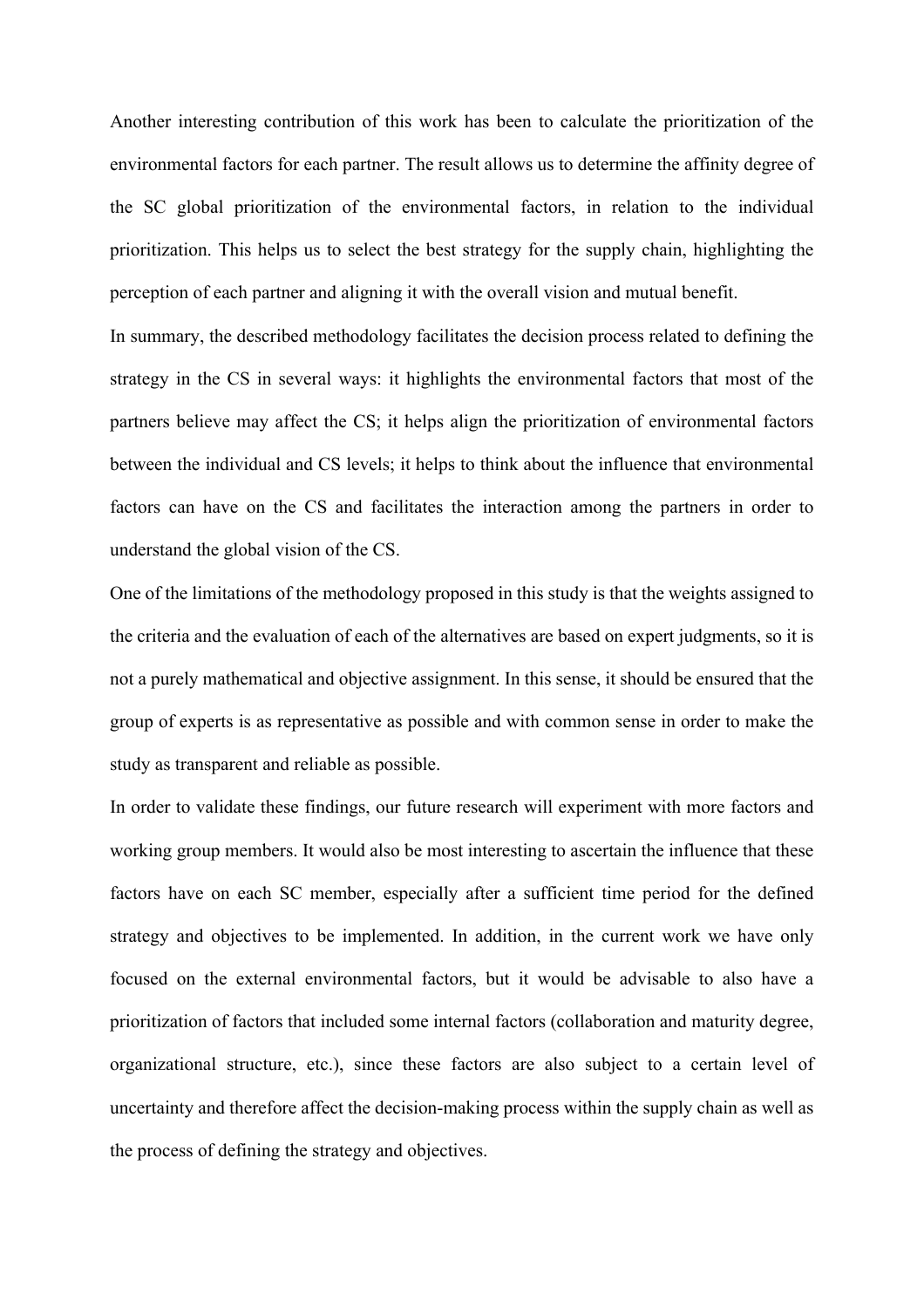Another interesting contribution of this work has been to calculate the prioritization of the environmental factors for each partner. The result allows us to determine the affinity degree of the SC global prioritization of the environmental factors, in relation to the individual prioritization. This helps us to select the best strategy for the supply chain, highlighting the perception of each partner and aligning it with the overall vision and mutual benefit.

In summary, the described methodology facilitates the decision process related to defining the strategy in the CS in several ways: it highlights the environmental factors that most of the partners believe may affect the CS; it helps align the prioritization of environmental factors between the individual and CS levels; it helps to think about the influence that environmental factors can have on the CS and facilitates the interaction among the partners in order to understand the global vision of the CS.

One of the limitations of the methodology proposed in this study is that the weights assigned to the criteria and the evaluation of each of the alternatives are based on expert judgments, so it is not a purely mathematical and objective assignment. In this sense, it should be ensured that the group of experts is as representative as possible and with common sense in order to make the study as transparent and reliable as possible.

In order to validate these findings, our future research will experiment with more factors and working group members. It would also be most interesting to ascertain the influence that these factors have on each SC member, especially after a sufficient time period for the defined strategy and objectives to be implemented. In addition, in the current work we have only focused on the external environmental factors, but it would be advisable to also have a prioritization of factors that included some internal factors (collaboration and maturity degree, organizational structure, etc.), since these factors are also subject to a certain level of uncertainty and therefore affect the decision-making process within the supply chain as well as the process of defining the strategy and objectives.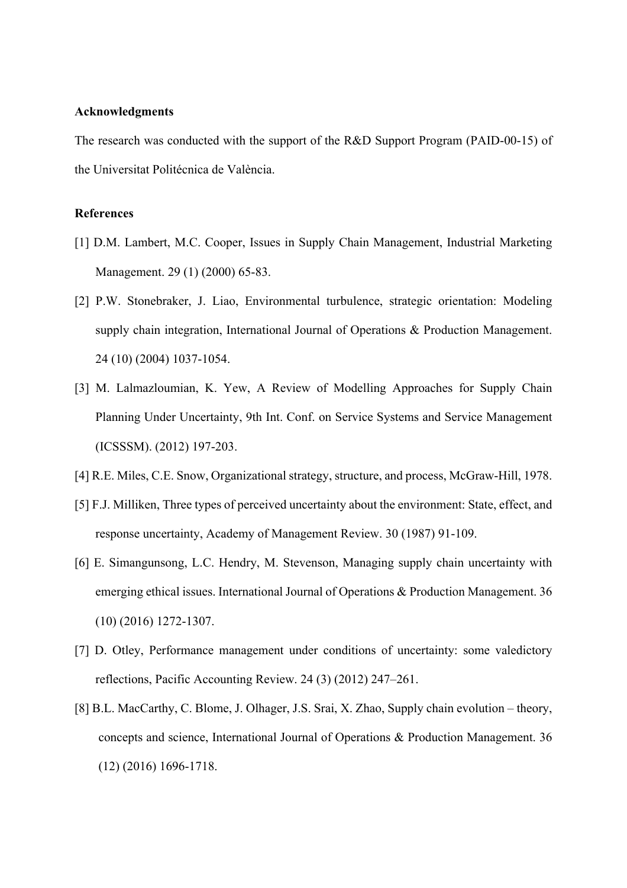## Acknowledgments

The research was conducted with the support of the R&D Support Program (PAID-00-15) of the Universitat Politécnica de València.

## References

[1] D.M. Lambert, M.C. Cooper, Issues in Supply Chain Management, Industrial Marketing Management. 29 (1) (2000) 65-83.

[2] P.W. Stonebraker, J. Liao, Environmental turbulence, strategic orientation: Modeling supply chain integration, International Journal of Operations & Production Management. 24 (10) (2004) 1037-1054.

[3] M. Lalmazloumian, K. Yew, A Review of Modelling Approaches for Supply Chain Planning Under Uncertainty, 9th Int. Conf. on Service Systems and Service Management (ICSSSM). (2012) 197-203.

[4] R.E. Miles, C.E. Snow, Organizational strategy, structure, and process, McGraw-Hill, 1978.

[5] F.J. Milliken, Three types of perceived uncertainty about the environment: State, effect, and response uncertainty, Academy of Management Review. 30 (1987) 91-109.

[6] E. Simangunsong, L.C. Hendry, M. Stevenson, Managing supply chain uncertainty with emerging ethical issues. International Journal of Operations & Production Management. 36 (10) (2016) 1272-1307.

[7] D. Otley, Performance management under conditions of uncertainty: some valedictory reflections, Pacific Accounting Review. 24 (3) (2012) 247–261.

[8] B.L. MacCarthy, C. Blome, J. Olhager, J.S. Srai, X. Zhao, Supply chain evolution – theory, concepts and science, International Journal of Operations & Production Management. 36 (12) (2016) 1696-1718.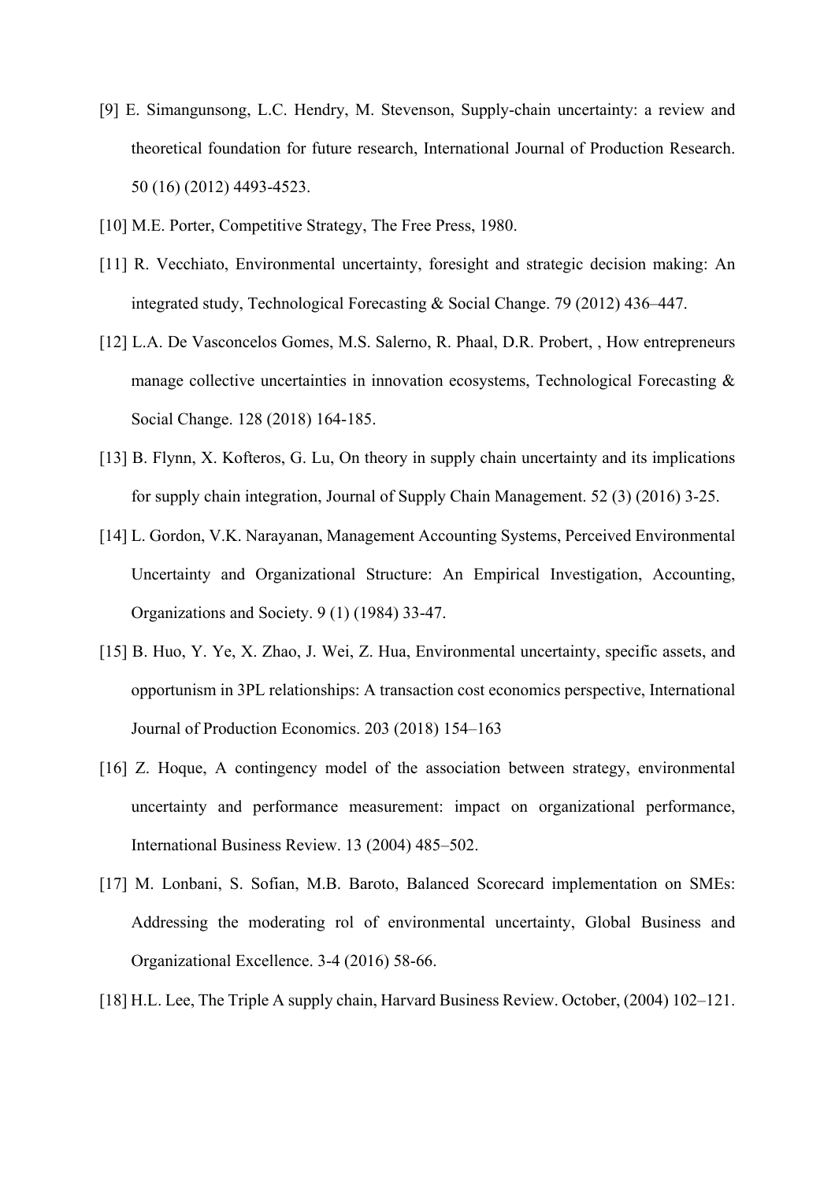[9] E. Simangunsong, L.C. Hendry, M. Stevenson, Supply-chain uncertainty: a review and theoretical foundation for future research, International Journal of Production Research. 50 (16) (2012) 4493-4523.

[10] M.E. Porter, Competitive Strategy, The Free Press, 1980.

[11] R. Vecchiato, Environmental uncertainty, foresight and strategic decision making: An integrated study, Technological Forecasting & Social Change. 79 (2012) 436–447.

[12] L.A. De Vasconcelos Gomes, M.S. Salerno, R. Phaal, D.R. Probert, , How entrepreneurs manage collective uncertainties in innovation ecosystems, Technological Forecasting & Social Change. 128 (2018) 164-185.

[13] B. Flynn, X. Kofteros, G. Lu, On theory in supply chain uncertainty and its implications for supply chain integration, Journal of Supply Chain Management. 52 (3) (2016) 3-25.

[14] L. Gordon, V.K. Narayanan, Management Accounting Systems, Perceived Environmental Uncertainty and Organizational Structure: An Empirical Investigation, Accounting, Organizations and Society. 9 (1) (1984) 33-47.

[15] B. Huo, Y. Ye, X. Zhao, J. Wei, Z. Hua, Environmental uncertainty, specific assets, and opportunism in 3PL relationships: A transaction cost economics perspective, International Journal of Production Economics. 203 (2018) 154–163

[16] Z. Hoque, A contingency model of the association between strategy, environmental uncertainty and performance measurement: impact on organizational performance, International Business Review. 13 (2004) 485–502.

[17] M. Lonbani, S. Sofian, M.B. Baroto, Balanced Scorecard implementation on SMEs: Addressing the moderating rol of environmental uncertainty, Global Business and Organizational Excellence. 3-4 (2016) 58-66.

[18] H.L. Lee, The Triple A supply chain, Harvard Business Review. October, (2004) 102–121.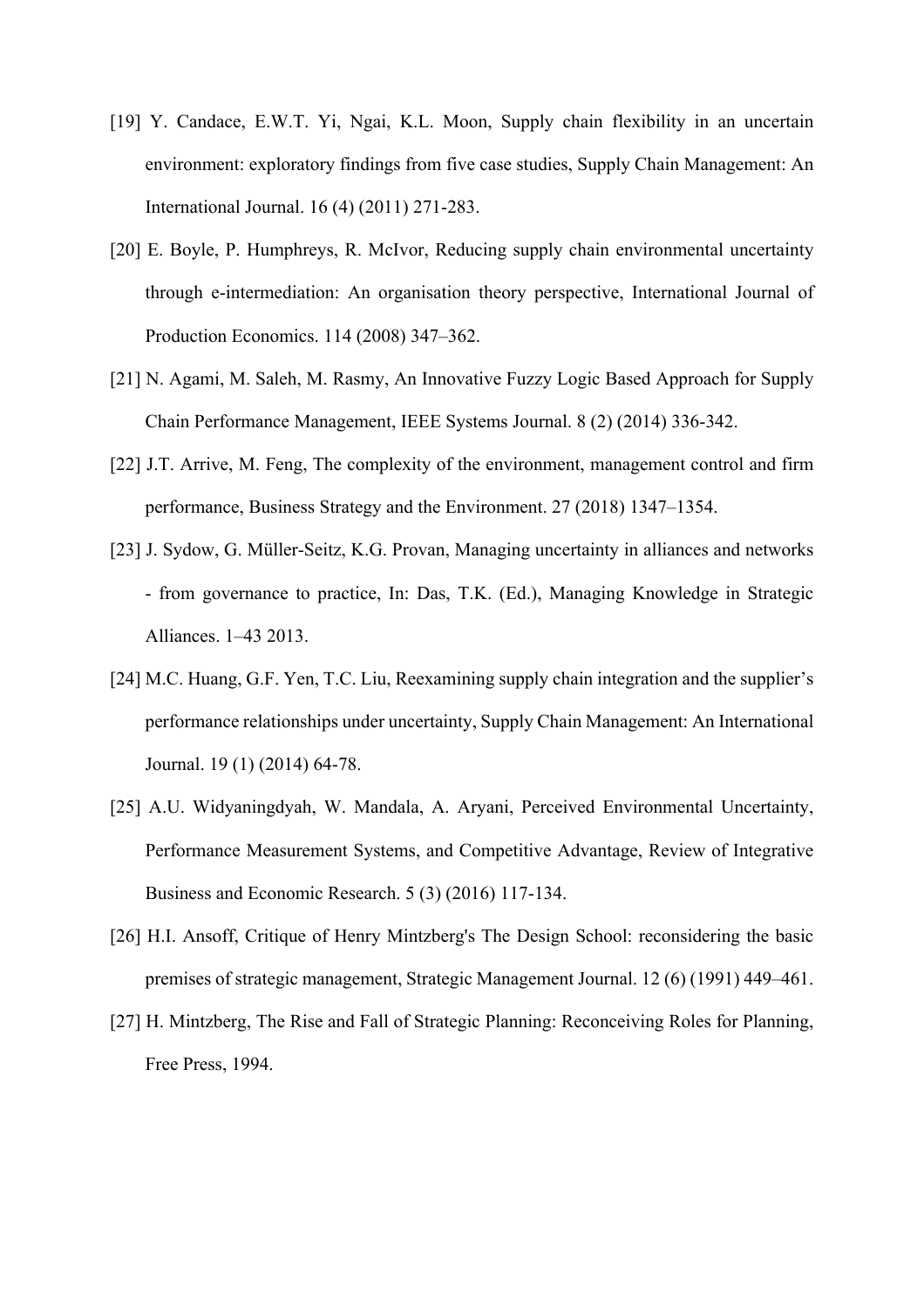[19] Y. Candace, E.W.T. Yi, Ngai, K.L. Moon, Supply chain flexibility in an uncertain environment: exploratory findings from five case studies, Supply Chain Management: An International Journal. 16 (4) (2011) 271-283.

[20] E. Boyle, P. Humphreys, R. McIvor, Reducing supply chain environmental uncertainty through e-intermediation: An organisation theory perspective, International Journal of Production Economics. 114 (2008) 347–362.

[21] N. Agami, M. Saleh, M. Rasmy, An Innovative Fuzzy Logic Based Approach for Supply Chain Performance Management, IEEE Systems Journal. 8 (2) (2014) 336-342.

[22] J.T. Arrive, M. Feng, The complexity of the environment, management control and firm performance, Business Strategy and the Environment. 27 (2018) 1347–1354.

[23] J. Sydow, G. Müller-Seitz, K.G. Provan, Managing uncertainty in alliances and networks - from governance to practice, In: Das, T.K. (Ed.), Managing Knowledge in Strategic Alliances. 1–43 2013.

[24] M.C. Huang, G.F. Yen, T.C. Liu, Reexamining supply chain integration and the supplier's performance relationships under uncertainty, Supply Chain Management: An International Journal. 19 (1) (2014) 64-78.

[25] A.U. Widyaningdyah, W. Mandala, A. Aryani, Perceived Environmental Uncertainty, Performance Measurement Systems, and Competitive Advantage, Review of Integrative Business and Economic Research. 5 (3) (2016) 117-134.

[26] H.I. Ansoff, Critique of Henry Mintzberg's The Design School: reconsidering the basic premises of strategic management, Strategic Management Journal. 12 (6) (1991) 449–461.

[27] H. Mintzberg, The Rise and Fall of Strategic Planning: Reconceiving Roles for Planning, Free Press, 1994.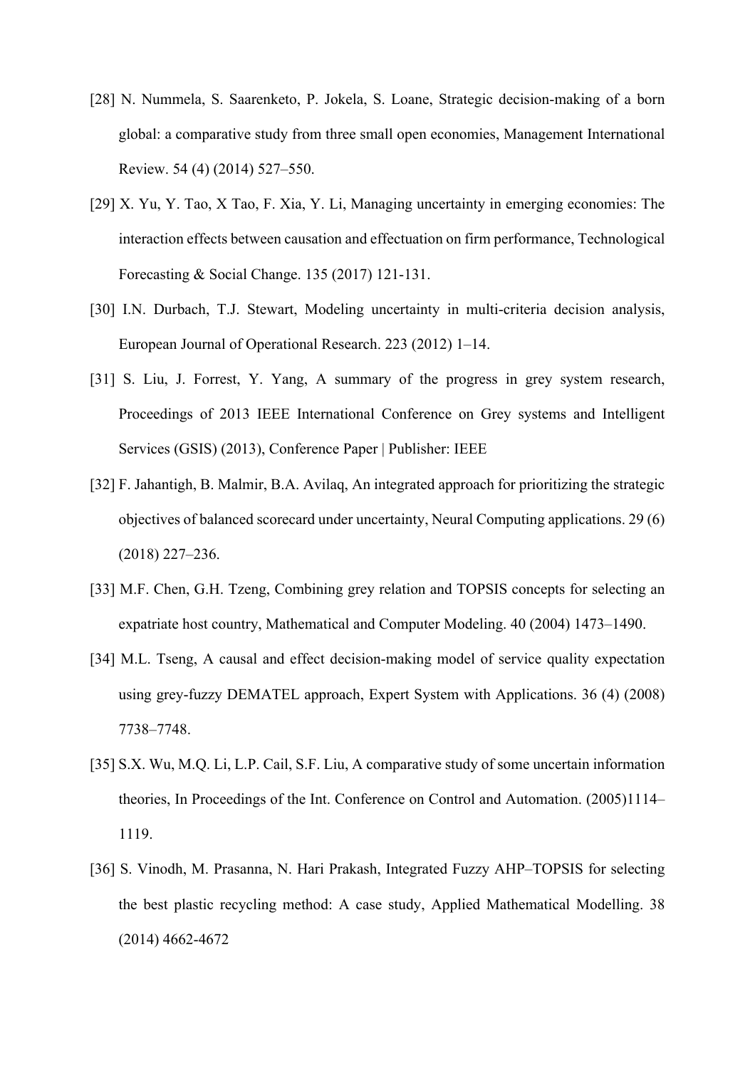[28] N. Nummela, S. Saarenketo, P. Jokela, S. Loane, Strategic decision-making of a born global: a comparative study from three small open economies, Management International Review. 54 (4) (2014) 527–550.

[29] X. Yu, Y. Tao, X Tao, F. Xia, Y. Li, Managing uncertainty in emerging economies: The interaction effects between causation and effectuation on firm performance, Technological Forecasting & Social Change. 135 (2017) 121-131.

[30] I.N. Durbach, T.J. Stewart, Modeling uncertainty in multi-criteria decision analysis, European Journal of Operational Research. 223 (2012) 1–14.

[31] S. Liu, J. Forrest, Y. Yang, A summary of the progress in grey system research, Proceedings of 2013 IEEE International Conference on Grey systems and Intelligent Services (GSIS) (2013), Conference Paper | Publisher: IEEE

[32] F. Jahantigh, B. Malmir, B.A. Avilaq, An integrated approach for prioritizing the strategic objectives of balanced scorecard under uncertainty, Neural Computing applications. 29 (6) (2018) 227–236.

[33] M.F. Chen, G.H. Tzeng, Combining grey relation and TOPSIS concepts for selecting an expatriate host country, Mathematical and Computer Modeling. 40 (2004) 1473–1490.

[34] M.L. Tseng, A causal and effect decision-making model of service quality expectation using grey-fuzzy DEMATEL approach, Expert System with Applications. 36 (4) (2008) 7738–7748.

[35] S.X. Wu, M.Q. Li, L.P. Cail, S.F. Liu, A comparative study of some uncertain information theories, In Proceedings of the Int. Conference on Control and Automation. (2005)1114–1119.

[36] S. Vinodh, M. Prasanna, N. Hari Prakash, Integrated Fuzzy AHP–TOPSIS for selecting the best plastic recycling method: A case study, Applied Mathematical Modelling. 38 (2014) 4662-4672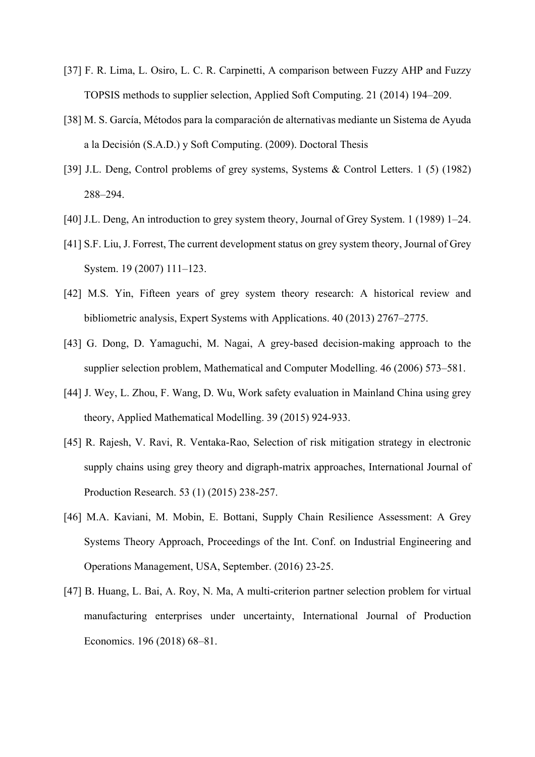[37] F. R. Lima, L. Osiro, L. C. R. Carpinetti, A comparison between Fuzzy AHP and Fuzzy TOPSIS methods to supplier selection, Applied Soft Computing. 21 (2014) 194–209.

[38] M. S. García, Métodos para la comparación de alternativas mediante un Sistema de Ayuda a la Decisión (S.A.D.) y Soft Computing. (2009). Doctoral Thesis

[39] J.L. Deng, Control problems of grey systems, Systems & Control Letters. 1 (5) (1982) 288–294.

[40] J.L. Deng, An introduction to grey system theory, Journal of Grey System. 1 (1989) 1–24.

[41] S.F. Liu, J. Forrest, The current development status on grey system theory, Journal of Grey System. 19 (2007) 111–123.

[42] M.S. Yin, Fifteen years of grey system theory research: A historical review and bibliometric analysis, Expert Systems with Applications. 40 (2013) 2767–2775.

[43] G. Dong, D. Yamaguchi, M. Nagai, A grey-based decision-making approach to the supplier selection problem, Mathematical and Computer Modelling. 46 (2006) 573–581.

[44] J. Wey, L. Zhou, F. Wang, D. Wu, Work safety evaluation in Mainland China using grey theory, Applied Mathematical Modelling. 39 (2015) 924-933.

[45] R. Rajesh, V. Ravi, R. Ventaka-Rao, Selection of risk mitigation strategy in electronic supply chains using grey theory and digraph-matrix approaches, International Journal of Production Research. 53 (1) (2015) 238-257.

[46] M.A. Kaviani, M. Mobin, E. Bottani, Supply Chain Resilience Assessment: A Grey Systems Theory Approach, Proceedings of the Int. Conf. on Industrial Engineering and Operations Management, USA, September. (2016) 23-25.

[47] B. Huang, L. Bai, A. Roy, N. Ma, A multi-criterion partner selection problem for virtual manufacturing enterprises under uncertainty, International Journal of Production Economics. 196 (2018) 68–81.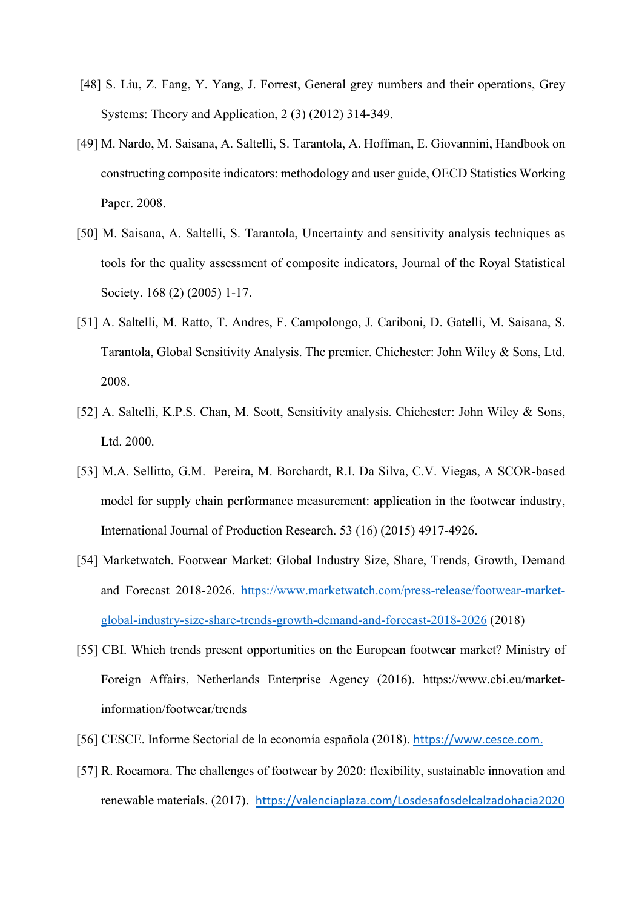[48] S. Liu, Z. Fang, Y. Yang, J. Forrest, General grey numbers and their operations, Grey Systems: Theory and Application, 2 (3) (2012) 314-349.

[49] M. Nardo, M. Saisana, A. Saltelli, S. Tarantola, A. Hoffman, E. Giovannini, Handbook on constructing composite indicators: methodology and user guide, OECD Statistics Working Paper. 2008.

[50] M. Saisana, A. Saltelli, S. Tarantola, Uncertainty and sensitivity analysis techniques as tools for the quality assessment of composite indicators, Journal of the Royal Statistical Society. 168 (2) (2005) 1-17.

[51] A. Saltelli, M. Ratto, T. Andres, F. Campolongo, J. Cariboni, D. Gatelli, M. Saisana, S. Tarantola, Global Sensitivity Analysis. The premier. Chichester: John Wiley & Sons, Ltd. 2008.

[52] A. Saltelli, K.P.S. Chan, M. Scott, Sensitivity analysis. Chichester: John Wiley & Sons, Ltd. 2000.

[53] M.A. Sellitto, G.M. Pereira, M. Borchardt, R.I. Da Silva, C.V. Viegas, A SCOR-based model for supply chain performance measurement: application in the footwear industry, International Journal of Production Research. 53 (16) (2015) 4917-4926.

[54] Marketwatch. Footwear Market: Global Industry Size, Share, Trends, Growth, Demand and Forecast 2018-2026. https://www.marketwatch.com/press-release/footwear-market-global-industry-size-share-trends-growth-demand-and-forecast-2018-2026 (2018)

[55] CBI. Which trends present opportunities on the European footwear market? Ministry of Foreign Affairs, Netherlands Enterprise Agency (2016). https://www.cbi.eu/market-information/footwear/trends

[56] CESCE. Informe Sectorial de la economía española (2018). https://www.cesce.com.

[57] R. Rocamora. The challenges of footwear by 2020: flexibility, sustainable innovation and renewable materials. (2017). https://valenciaplaza.com/Losdesafosdelcalzadohacia2020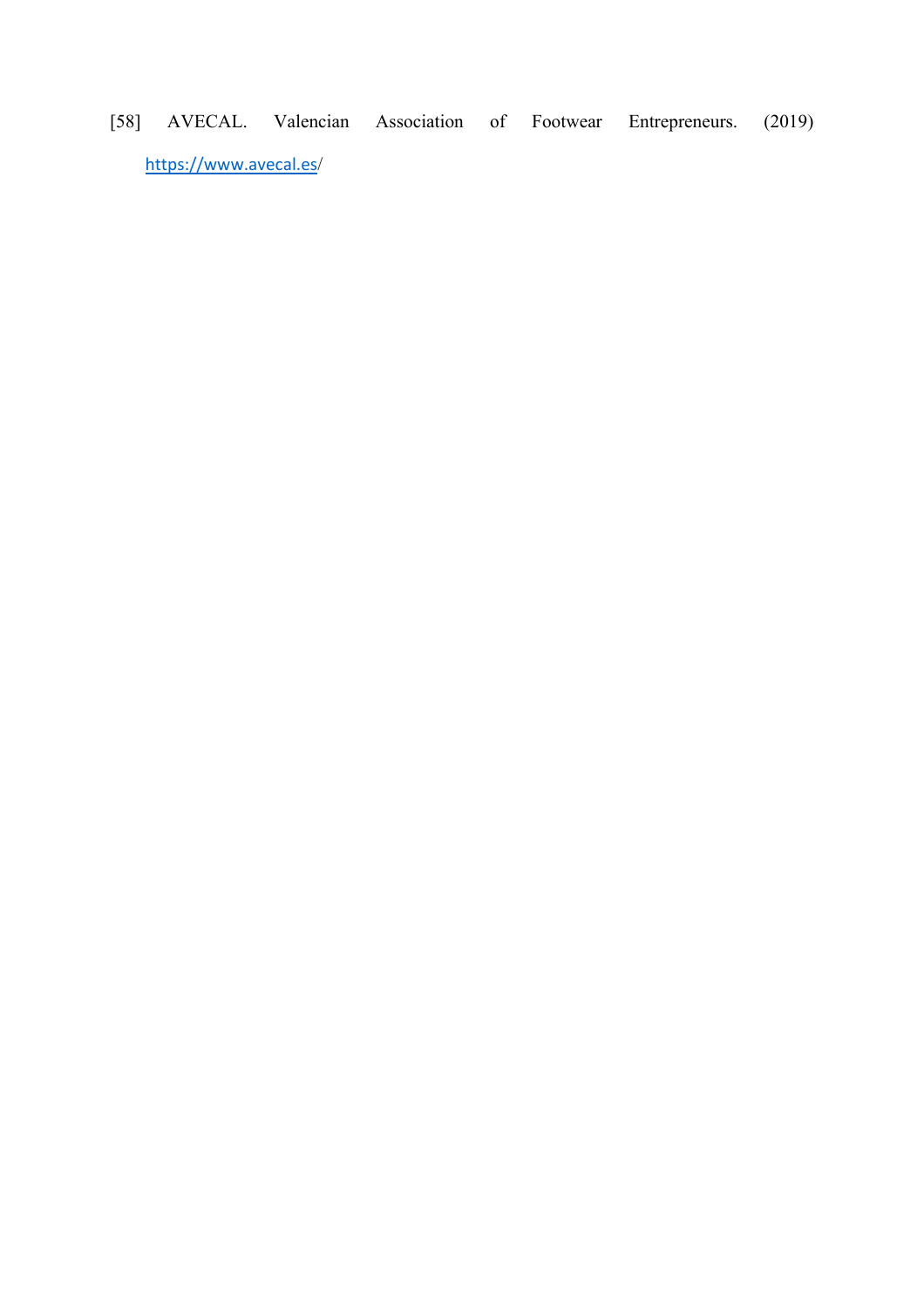[58] AVECAL. Valencian Association of Footwear Entrepreneurs. (2019) https://www.avecal.es/